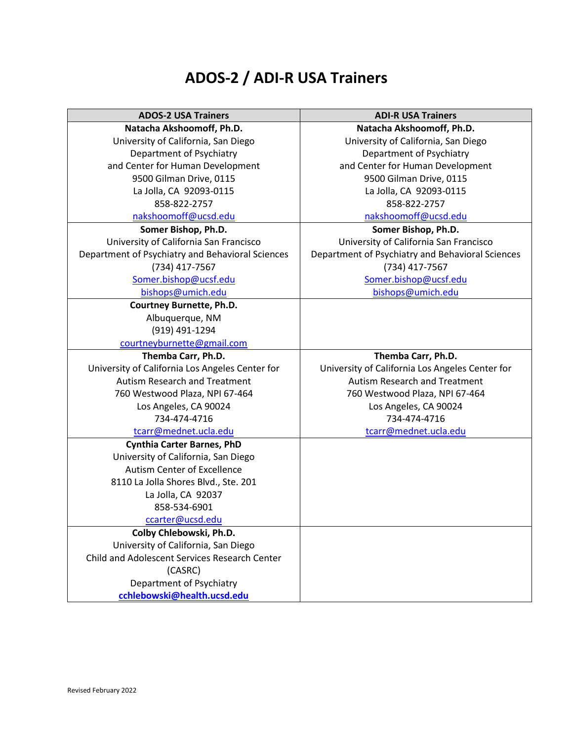# ADOS-2 / ADI-R USA Trainers

| ADOS-2 USA Trainers | ADI-R USA Trainers |
|---|---|
| **Natacha Akshoomoff, Ph.D.**<br>University of California, San Diego<br>Department of Psychiatry<br>and Center for Human Development<br>9500 Gilman Drive, 0115<br>La Jolla, CA  92093-0115<br>858-822-2757<br>nakshoomoff@ucsd.edu | **Natacha Akshoomoff, Ph.D.**<br>University of California, San Diego<br>Department of Psychiatry<br>and Center for Human Development<br>9500 Gilman Drive, 0115<br>La Jolla, CA  92093-0115<br>858-822-2757<br>nakshoomoff@ucsd.edu |
| **Somer Bishop, Ph.D.**<br>University of California San Francisco<br>Department of Psychiatry and Behavioral Sciences<br>(734) 417-7567<br>Somer.bishop@ucsf.edu<br>bishops@umich.edu | **Somer Bishop, Ph.D.**<br>University of California San Francisco<br>Department of Psychiatry and Behavioral Sciences<br>(734) 417-7567<br>Somer.bishop@ucsf.edu<br>bishops@umich.edu |
| **Courtney Burnette, Ph.D.**<br>Albuquerque, NM<br>(919) 491-1294<br>courtneyburnette@gmail.com | |
| **Themba Carr, Ph.D.**<br>University of California Los Angeles Center for Autism Research and Treatment<br>760 Westwood Plaza, NPI 67-464<br>Los Angeles, CA 90024<br>734-474-4716<br>tcarr@mednet.ucla.edu | **Themba Carr, Ph.D.**<br>University of California Los Angeles Center for Autism Research and Treatment<br>760 Westwood Plaza, NPI 67-464<br>Los Angeles, CA 90024<br>734-474-4716<br>tcarr@mednet.ucla.edu |
| **Cynthia Carter Barnes, PhD**<br>University of California, San Diego<br>Autism Center of Excellence<br>8110 La Jolla Shores Blvd., Ste. 201<br>La Jolla, CA  92037<br>858-534-6901<br>ccarter@ucsd.edu | |
| **Colby Chlebowski, Ph.D.**<br>University of California, San Diego<br>Child and Adolescent Services Research Center (CASRC)<br>Department of Psychiatry<br>**cchlebowski@health.ucsd.edu** | |

Revised February 2022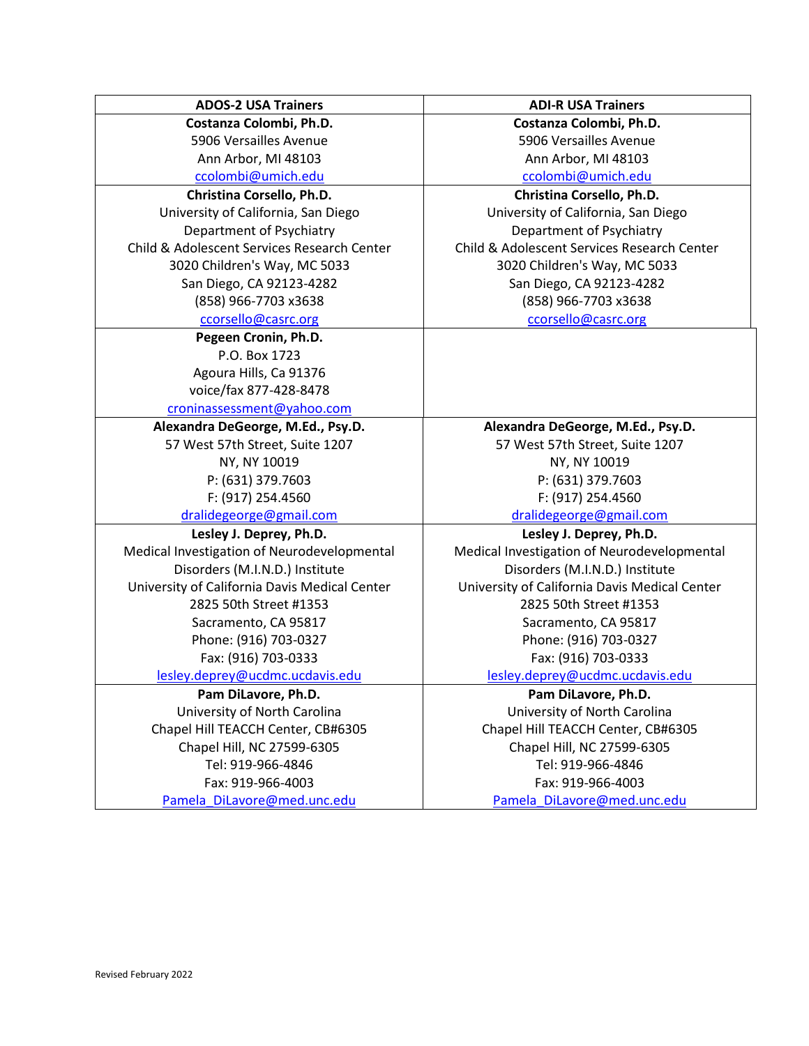| ADOS-2 USA Trainers | ADI-R USA Trainers |
|---|---|
| **Costanza Colombi, Ph.D.**<br>5906 Versailles Avenue<br>Ann Arbor, MI 48103<br>ccolombi@umich.edu | **Costanza Colombi, Ph.D.**<br>5906 Versailles Avenue<br>Ann Arbor, MI 48103<br>ccolombi@umich.edu |
| **Christina Corsello, Ph.D.**<br>University of California, San Diego<br>Department of Psychiatry<br>Child & Adolescent Services Research Center<br>3020 Children's Way, MC 5033<br>San Diego, CA 92123-4282<br>(858) 966-7703 x3638<br>ccorsello@casrc.org | **Christina Corsello, Ph.D.**<br>University of California, San Diego<br>Department of Psychiatry<br>Child & Adolescent Services Research Center<br>3020 Children's Way, MC 5033<br>San Diego, CA 92123-4282<br>(858) 966-7703 x3638<br>ccorsello@casrc.org |
| **Pegeen Cronin, Ph.D.**<br>P.O. Box 1723<br>Agoura Hills, Ca 91376<br>voice/fax 877-428-8478<br>croninassessment@yahoo.com | |
| **Alexandra DeGeorge, M.Ed., Psy.D.**<br>57 West 57th Street, Suite 1207<br>NY, NY 10019<br>P: (631) 379.7603<br>F: (917) 254.4560<br>dralidegeorge@gmail.com | **Alexandra DeGeorge, M.Ed., Psy.D.**<br>57 West 57th Street, Suite 1207<br>NY, NY 10019<br>P: (631) 379.7603<br>F: (917) 254.4560<br>dralidegeorge@gmail.com |
| **Lesley J. Deprey, Ph.D.**<br>Medical Investigation of Neurodevelopmental Disorders (M.I.N.D.) Institute<br>University of California Davis Medical Center<br>2825 50th Street #1353<br>Sacramento, CA 95817<br>Phone: (916) 703-0327<br>Fax: (916) 703-0333<br>lesley.deprey@ucdmc.ucdavis.edu | **Lesley J. Deprey, Ph.D.**<br>Medical Investigation of Neurodevelopmental Disorders (M.I.N.D.) Institute<br>University of California Davis Medical Center<br>2825 50th Street #1353<br>Sacramento, CA 95817<br>Phone: (916) 703-0327<br>Fax: (916) 703-0333<br>lesley.deprey@ucdmc.ucdavis.edu |
| **Pam DiLavore, Ph.D.**<br>University of North Carolina<br>Chapel Hill TEACCH Center, CB#6305<br>Chapel Hill, NC 27599-6305<br>Tel: 919-966-4846<br>Fax: 919-966-4003<br>Pamela_DiLavore@med.unc.edu | **Pam DiLavore, Ph.D.**<br>University of North Carolina<br>Chapel Hill TEACCH Center, CB#6305<br>Chapel Hill, NC 27599-6305<br>Tel: 919-966-4846<br>Fax: 919-966-4003<br>Pamela_DiLavore@med.unc.edu |

Revised February 2022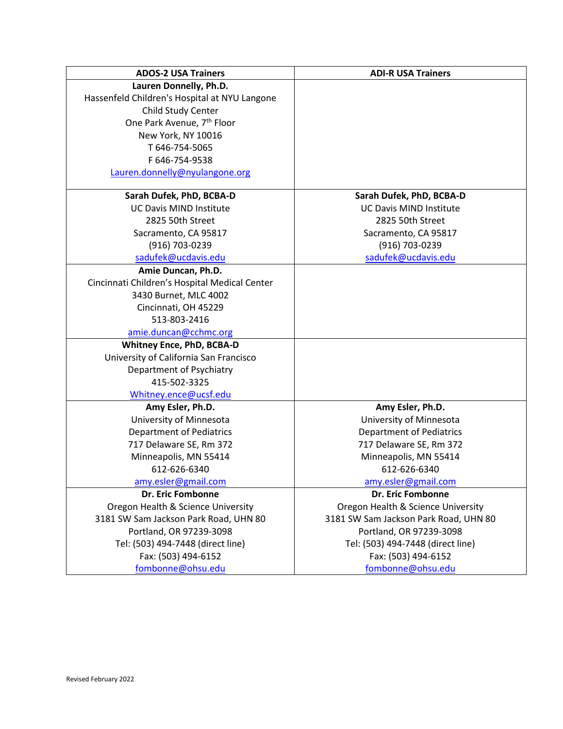| ADOS-2 USA Trainers | ADI-R USA Trainers |
|---|---|
| **Lauren Donnelly, Ph.D.**<br>Hassenfeld Children's Hospital at NYU Langone<br>Child Study Center<br>One Park Avenue, 7th Floor<br>New York, NY 10016<br>T 646-754-5065<br>F 646-754-9538<br>Lauren.donnelly@nyulangone.org | |
| **Sarah Dufek, PhD, BCBA-D**<br>UC Davis MIND Institute<br>2825 50th Street<br>Sacramento, CA 95817<br>(916) 703-0239<br>sadufek@ucdavis.edu | **Sarah Dufek, PhD, BCBA-D**<br>UC Davis MIND Institute<br>2825 50th Street<br>Sacramento, CA 95817<br>(916) 703-0239<br>sadufek@ucdavis.edu |
| **Amie Duncan, Ph.D.**<br>Cincinnati Children's Hospital Medical Center<br>3430 Burnet, MLC 4002<br>Cincinnati, OH 45229<br>513-803-2416<br>amie.duncan@cchmc.org | |
| **Whitney Ence, PhD, BCBA-D**<br>University of California San Francisco<br>Department of Psychiatry<br>415-502-3325<br>Whitney.ence@ucsf.edu | |
| **Amy Esler, Ph.D.**<br>University of Minnesota<br>Department of Pediatrics<br>717 Delaware SE, Rm 372<br>Minneapolis, MN 55414<br>612-626-6340<br>amy.esler@gmail.com | **Amy Esler, Ph.D.**<br>University of Minnesota<br>Department of Pediatrics<br>717 Delaware SE, Rm 372<br>Minneapolis, MN 55414<br>612-626-6340<br>amy.esler@gmail.com |
| **Dr. Eric Fombonne**<br>Oregon Health & Science University<br>3181 SW Sam Jackson Park Road, UHN 80<br>Portland, OR 97239-3098<br>Tel: (503) 494-7448 (direct line)<br>Fax: (503) 494-6152<br>fombonne@ohsu.edu | **Dr. Eric Fombonne**<br>Oregon Health & Science University<br>3181 SW Sam Jackson Park Road, UHN 80<br>Portland, OR 97239-3098<br>Tel: (503) 494-7448 (direct line)<br>Fax: (503) 494-6152<br>fombonne@ohsu.edu |

Revised February 2022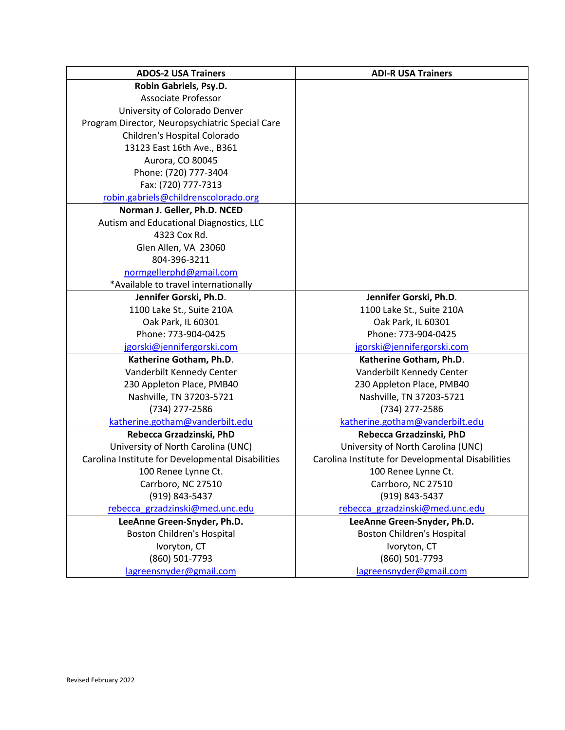| ADOS-2 USA Trainers | ADI-R USA Trainers |
|---|---|
| **Robin Gabriels, Psy.D.**<br>Associate Professor<br>University of Colorado Denver<br>Program Director, Neuropsychiatric Special Care<br>Children's Hospital Colorado<br>13123 East 16th Ave., B361<br>Aurora, CO 80045<br>Phone: (720) 777-3404<br>Fax: (720) 777-7313<br>robin.gabriels@childrenscolorado.org | |
| **Norman J. Geller, Ph.D. NCED**<br>Autism and Educational Diagnostics, LLC<br>4323 Cox Rd.<br>Glen Allen, VA 23060<br>804-396-3211<br>normgellerphd@gmail.com<br>*Available to travel internationally | |
| **Jennifer Gorski, Ph.D.**<br>1100 Lake St., Suite 210A<br>Oak Park, IL 60301<br>Phone: 773-904-0425<br>jgorski@jennifergorski.com | **Jennifer Gorski, Ph.D.**<br>1100 Lake St., Suite 210A<br>Oak Park, IL 60301<br>Phone: 773-904-0425<br>jgorski@jennifergorski.com |
| **Katherine Gotham, Ph.D.**<br>Vanderbilt Kennedy Center<br>230 Appleton Place, PMB40<br>Nashville, TN 37203-5721<br>(734) 277-2586<br>katherine.gotham@vanderbilt.edu | **Katherine Gotham, Ph.D.**<br>Vanderbilt Kennedy Center<br>230 Appleton Place, PMB40<br>Nashville, TN 37203-5721<br>(734) 277-2586<br>katherine.gotham@vanderbilt.edu |
| **Rebecca Grzadzinski, PhD**<br>University of North Carolina (UNC)<br>Carolina Institute for Developmental Disabilities<br>100 Renee Lynne Ct.<br>Carrboro, NC 27510<br>(919) 843-5437<br>rebecca_grzadzinski@med.unc.edu | **Rebecca Grzadzinski, PhD**<br>University of North Carolina (UNC)<br>Carolina Institute for Developmental Disabilities<br>100 Renee Lynne Ct.<br>Carrboro, NC 27510<br>(919) 843-5437<br>rebecca_grzadzinski@med.unc.edu |
| **LeeAnne Green-Snyder, Ph.D.**<br>Boston Children's Hospital<br>Ivoryton, CT<br>(860) 501-7793<br>lagreensnyder@gmail.com | **LeeAnne Green-Snyder, Ph.D.**<br>Boston Children's Hospital<br>Ivoryton, CT<br>(860) 501-7793<br>lagreensnyder@gmail.com |

Revised February 2022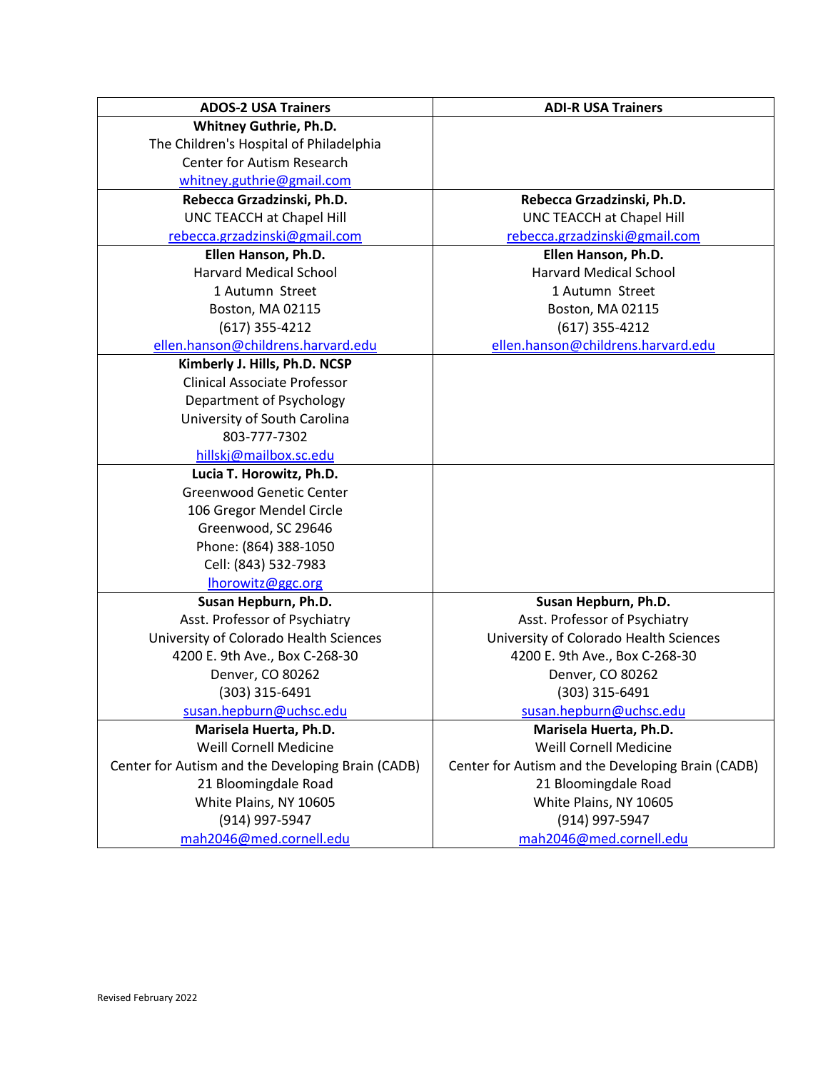| ADOS-2 USA Trainers | ADI-R USA Trainers |
|---|---|
| **Whitney Guthrie, Ph.D.**<br>The Children's Hospital of Philadelphia<br>Center for Autism Research<br>whitney.guthrie@gmail.com | |
| **Rebecca Grzadzinski, Ph.D.**<br>UNC TEACCH at Chapel Hill<br>rebecca.grzadzinski@gmail.com | **Rebecca Grzadzinski, Ph.D.**<br>UNC TEACCH at Chapel Hill<br>rebecca.grzadzinski@gmail.com |
| **Ellen Hanson, Ph.D.**<br>Harvard Medical School<br>1 Autumn Street<br>Boston, MA 02115<br>(617) 355-4212<br>ellen.hanson@childrens.harvard.edu | **Ellen Hanson, Ph.D.**<br>Harvard Medical School<br>1 Autumn Street<br>Boston, MA 02115<br>(617) 355-4212<br>ellen.hanson@childrens.harvard.edu |
| **Kimberly J. Hills, Ph.D. NCSP**<br>Clinical Associate Professor<br>Department of Psychology<br>University of South Carolina<br>803-777-7302<br>hillskj@mailbox.sc.edu | |
| **Lucia T. Horowitz, Ph.D.**<br>Greenwood Genetic Center<br>106 Gregor Mendel Circle<br>Greenwood, SC 29646<br>Phone: (864) 388-1050<br>Cell: (843) 532-7983<br>lhorowitz@ggc.org | |
| **Susan Hepburn, Ph.D.**<br>Asst. Professor of Psychiatry<br>University of Colorado Health Sciences<br>4200 E. 9th Ave., Box C-268-30<br>Denver, CO 80262<br>(303) 315-6491<br>susan.hepburn@uchsc.edu | **Susan Hepburn, Ph.D.**<br>Asst. Professor of Psychiatry<br>University of Colorado Health Sciences<br>4200 E. 9th Ave., Box C-268-30<br>Denver, CO 80262<br>(303) 315-6491<br>susan.hepburn@uchsc.edu |
| **Marisela Huerta, Ph.D.**<br>Weill Cornell Medicine<br>Center for Autism and the Developing Brain (CADB)<br>21 Bloomingdale Road<br>White Plains, NY 10605<br>(914) 997-5947<br>mah2046@med.cornell.edu | **Marisela Huerta, Ph.D.**<br>Weill Cornell Medicine<br>Center for Autism and the Developing Brain (CADB)<br>21 Bloomingdale Road<br>White Plains, NY 10605<br>(914) 997-5947<br>mah2046@med.cornell.edu |

Revised February 2022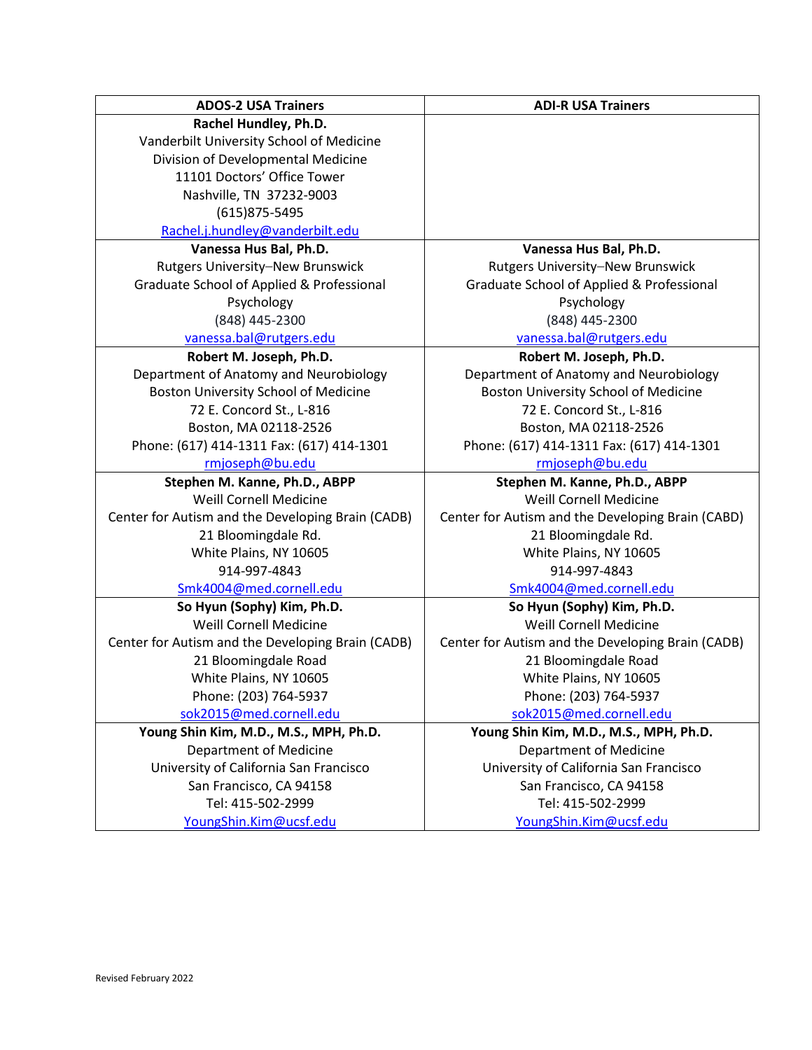| ADOS-2 USA Trainers | ADI-R USA Trainers |
|---|---|
| **Rachel Hundley, Ph.D.**<br>Vanderbilt University School of Medicine<br>Division of Developmental Medicine<br>11101 Doctors' Office Tower<br>Nashville, TN 37232-9003<br>(615)875-5495<br>Rachel.j.hundley@vanderbilt.edu | |
| **Vanessa Hus Bal, Ph.D.**<br>Rutgers University–New Brunswick<br>Graduate School of Applied & Professional Psychology<br>(848) 445-2300<br>vanessa.bal@rutgers.edu | **Vanessa Hus Bal, Ph.D.**<br>Rutgers University–New Brunswick<br>Graduate School of Applied & Professional Psychology<br>(848) 445-2300<br>vanessa.bal@rutgers.edu |
| **Robert M. Joseph, Ph.D.**<br>Department of Anatomy and Neurobiology<br>Boston University School of Medicine<br>72 E. Concord St., L-816<br>Boston, MA 02118-2526<br>Phone: (617) 414-1311 Fax: (617) 414-1301<br>rmjoseph@bu.edu | **Robert M. Joseph, Ph.D.**<br>Department of Anatomy and Neurobiology<br>Boston University School of Medicine<br>72 E. Concord St., L-816<br>Boston, MA 02118-2526<br>Phone: (617) 414-1311 Fax: (617) 414-1301<br>rmjoseph@bu.edu |
| **Stephen M. Kanne, Ph.D., ABPP**<br>Weill Cornell Medicine<br>Center for Autism and the Developing Brain (CADB)<br>21 Bloomingdale Rd.<br>White Plains, NY 10605<br>914-997-4843<br>Smk4004@med.cornell.edu | **Stephen M. Kanne, Ph.D., ABPP**<br>Weill Cornell Medicine<br>Center for Autism and the Developing Brain (CABD)<br>21 Bloomingdale Rd.<br>White Plains, NY 10605<br>914-997-4843<br>Smk4004@med.cornell.edu |
| **So Hyun (Sophy) Kim, Ph.D.**<br>Weill Cornell Medicine<br>Center for Autism and the Developing Brain (CADB)<br>21 Bloomingdale Road<br>White Plains, NY 10605<br>Phone: (203) 764-5937<br>sok2015@med.cornell.edu | **So Hyun (Sophy) Kim, Ph.D.**<br>Weill Cornell Medicine<br>Center for Autism and the Developing Brain (CADB)<br>21 Bloomingdale Road<br>White Plains, NY 10605<br>Phone: (203) 764-5937<br>sok2015@med.cornell.edu |
| **Young Shin Kim, M.D., M.S., MPH, Ph.D.**<br>Department of Medicine<br>University of California San Francisco<br>San Francisco, CA 94158<br>Tel: 415-502-2999<br>YoungShin.Kim@ucsf.edu | **Young Shin Kim, M.D., M.S., MPH, Ph.D.**<br>Department of Medicine<br>University of California San Francisco<br>San Francisco, CA 94158<br>Tel: 415-502-2999<br>YoungShin.Kim@ucsf.edu |

Revised February 2022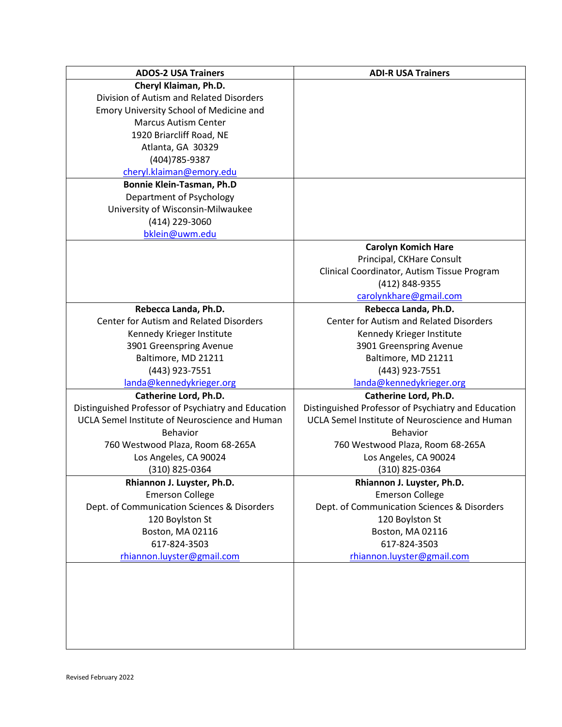| ADOS-2 USA Trainers | ADI-R USA Trainers |
|---|---|
| **Cheryl Klaiman, Ph.D.**<br>Division of Autism and Related Disorders<br>Emory University School of Medicine and<br>Marcus Autism Center<br>1920 Briarcliff Road, NE<br>Atlanta, GA 30329<br>(404)785-9387<br>cheryl.klaiman@emory.edu | |
| **Bonnie Klein-Tasman, Ph.D**<br>Department of Psychology<br>University of Wisconsin-Milwaukee<br>(414) 229-3060<br>bklein@uwm.edu | |
| | **Carolyn Komich Hare**<br>Principal, CKHare Consult<br>Clinical Coordinator, Autism Tissue Program<br>(412) 848-9355<br>carolynkhare@gmail.com |
| **Rebecca Landa, Ph.D.**<br>Center for Autism and Related Disorders<br>Kennedy Krieger Institute<br>3901 Greenspring Avenue<br>Baltimore, MD 21211<br>(443) 923-7551<br>landa@kennedykrieger.org | **Rebecca Landa, Ph.D.**<br>Center for Autism and Related Disorders<br>Kennedy Krieger Institute<br>3901 Greenspring Avenue<br>Baltimore, MD 21211<br>(443) 923-7551<br>landa@kennedykrieger.org |
| **Catherine Lord, Ph.D.**<br>Distinguished Professor of Psychiatry and Education<br>UCLA Semel Institute of Neuroscience and Human Behavior<br>760 Westwood Plaza, Room 68-265A<br>Los Angeles, CA 90024<br>(310) 825-0364 | **Catherine Lord, Ph.D.**<br>Distinguished Professor of Psychiatry and Education<br>UCLA Semel Institute of Neuroscience and Human Behavior<br>760 Westwood Plaza, Room 68-265A<br>Los Angeles, CA 90024<br>(310) 825-0364 |
| **Rhiannon J. Luyster, Ph.D.**<br>Emerson College<br>Dept. of Communication Sciences & Disorders<br>120 Boylston St<br>Boston, MA 02116<br>617-824-3503<br>rhiannon.luyster@gmail.com | **Rhiannon J. Luyster, Ph.D.**<br>Emerson College<br>Dept. of Communication Sciences & Disorders<br>120 Boylston St<br>Boston, MA 02116<br>617-824-3503<br>rhiannon.luyster@gmail.com |
| | |

Revised February 2022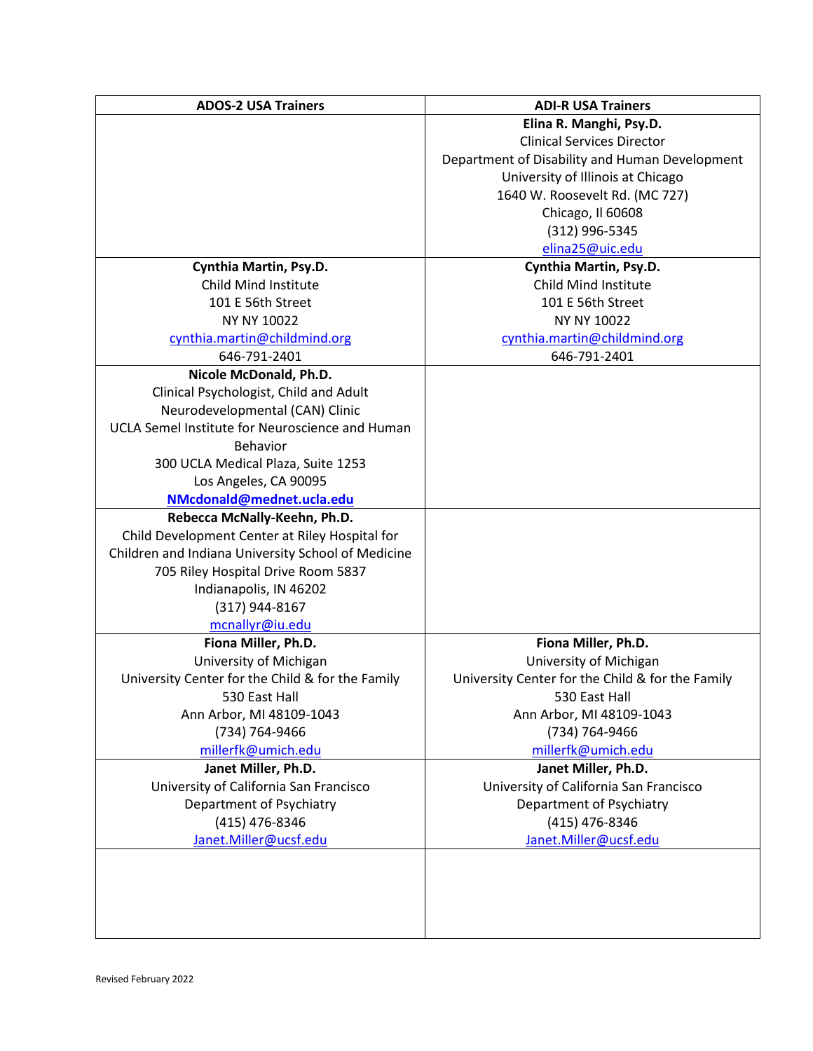| ADOS-2 USA Trainers | ADI-R USA Trainers |
|---|---|
| | **Elina R. Manghi, Psy.D.**<br>Clinical Services Director<br>Department of Disability and Human Development<br>University of Illinois at Chicago<br>1640 W. Roosevelt Rd. (MC 727)<br>Chicago, Il 60608<br>(312) 996-5345<br>elina25@uic.edu |
| **Cynthia Martin, Psy.D.**<br>Child Mind Institute<br>101 E 56th Street<br>NY NY 10022<br>cynthia.martin@childmind.org<br>646-791-2401 | **Cynthia Martin, Psy.D.**<br>Child Mind Institute<br>101 E 56th Street<br>NY NY 10022<br>cynthia.martin@childmind.org<br>646-791-2401 |
| **Nicole McDonald, Ph.D.**<br>Clinical Psychologist, Child and Adult Neurodevelopmental (CAN) Clinic<br>UCLA Semel Institute for Neuroscience and Human Behavior<br>300 UCLA Medical Plaza, Suite 1253<br>Los Angeles, CA 90095<br>**NMcdonald@mednet.ucla.edu** | |
| **Rebecca McNally-Keehn, Ph.D.**<br>Child Development Center at Riley Hospital for Children and Indiana University School of Medicine<br>705 Riley Hospital Drive Room 5837<br>Indianapolis, IN 46202<br>(317) 944-8167<br>mcnallyr@iu.edu | |
| **Fiona Miller, Ph.D.**<br>University of Michigan<br>University Center for the Child & for the Family<br>530 East Hall<br>Ann Arbor, MI 48109-1043<br>(734) 764-9466<br>millerfk@umich.edu | **Fiona Miller, Ph.D.**<br>University of Michigan<br>University Center for the Child & for the Family<br>530 East Hall<br>Ann Arbor, MI 48109-1043<br>(734) 764-9466<br>millerfk@umich.edu |
| **Janet Miller, Ph.D.**<br>University of California San Francisco<br>Department of Psychiatry<br>(415) 476-8346<br>Janet.Miller@ucsf.edu | **Janet Miller, Ph.D.**<br>University of California San Francisco<br>Department of Psychiatry<br>(415) 476-8346<br>Janet.Miller@ucsf.edu |
| | |

Revised February 2022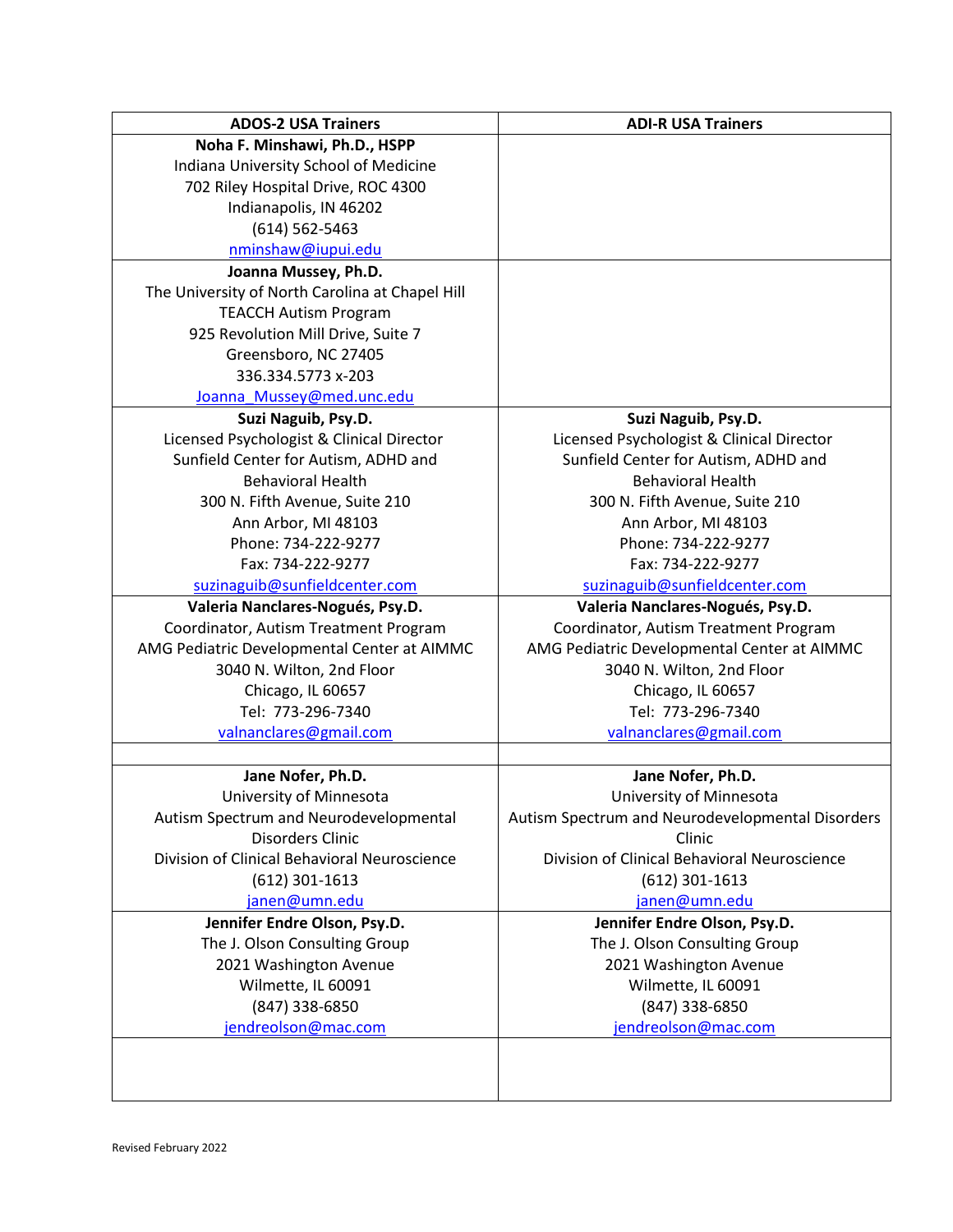| ADOS-2 USA Trainers | ADI-R USA Trainers |
|---|---|
| **Noha F. Minshawi, Ph.D., HSPP**<br>Indiana University School of Medicine<br>702 Riley Hospital Drive, ROC 4300<br>Indianapolis, IN 46202<br>(614) 562-5463<br>nminshaw@iupui.edu | |
| **Joanna Mussey, Ph.D.**<br>The University of North Carolina at Chapel Hill<br>TEACCH Autism Program<br>925 Revolution Mill Drive, Suite 7<br>Greensboro, NC 27405<br>336.334.5773 x-203<br>Joanna_Mussey@med.unc.edu | |
| **Suzi Naguib, Psy.D.**<br>Licensed Psychologist & Clinical Director<br>Sunfield Center for Autism, ADHD and Behavioral Health<br>300 N. Fifth Avenue, Suite 210<br>Ann Arbor, MI 48103<br>Phone: 734-222-9277<br>Fax: 734-222-9277<br>suzinaguib@sunfieldcenter.com | **Suzi Naguib, Psy.D.**<br>Licensed Psychologist & Clinical Director<br>Sunfield Center for Autism, ADHD and Behavioral Health<br>300 N. Fifth Avenue, Suite 210<br>Ann Arbor, MI 48103<br>Phone: 734-222-9277<br>Fax: 734-222-9277<br>suzinaguib@sunfieldcenter.com |
| **Valeria Nanclares-Nogués, Psy.D.**<br>Coordinator, Autism Treatment Program<br>AMG Pediatric Developmental Center at AIMMC<br>3040 N. Wilton, 2nd Floor<br>Chicago, IL 60657<br>Tel: 773-296-7340<br>valnanclares@gmail.com | **Valeria Nanclares-Nogués, Psy.D.**<br>Coordinator, Autism Treatment Program<br>AMG Pediatric Developmental Center at AIMMC<br>3040 N. Wilton, 2nd Floor<br>Chicago, IL 60657<br>Tel: 773-296-7340<br>valnanclares@gmail.com |
| | |
| **Jane Nofer, Ph.D.**<br>University of Minnesota<br>Autism Spectrum and Neurodevelopmental Disorders Clinic<br>Division of Clinical Behavioral Neuroscience<br>(612) 301-1613<br>janen@umn.edu | **Jane Nofer, Ph.D.**<br>University of Minnesota<br>Autism Spectrum and Neurodevelopmental Disorders Clinic<br>Division of Clinical Behavioral Neuroscience<br>(612) 301-1613<br>janen@umn.edu |
| **Jennifer Endre Olson, Psy.D.**<br>The J. Olson Consulting Group<br>2021 Washington Avenue<br>Wilmette, IL 60091<br>(847) 338-6850<br>jendreolson@mac.com | **Jennifer Endre Olson, Psy.D.**<br>The J. Olson Consulting Group<br>2021 Washington Avenue<br>Wilmette, IL 60091<br>(847) 338-6850<br>jendreolson@mac.com |
| | |

Revised February 2022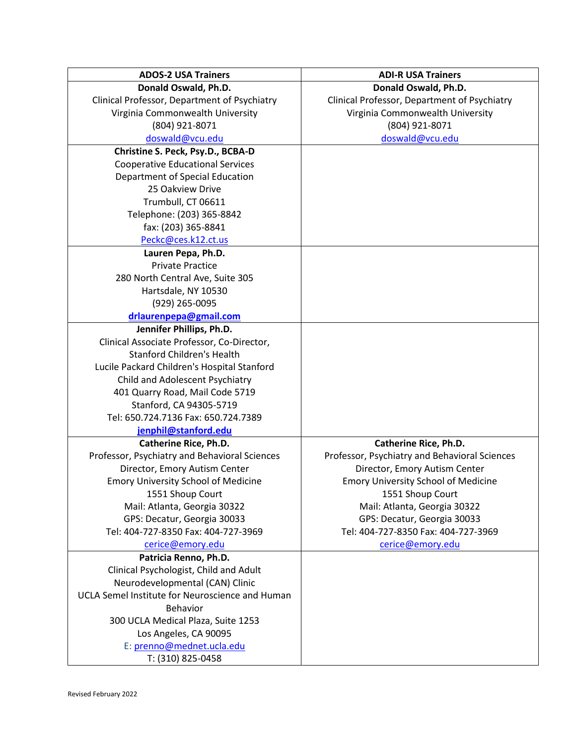| ADOS-2 USA Trainers | ADI-R USA Trainers |
|---|---|
| **Donald Oswald, Ph.D.**<br>Clinical Professor, Department of Psychiatry<br>Virginia Commonwealth University<br>(804) 921-8071<br>doswald@vcu.edu | **Donald Oswald, Ph.D.**<br>Clinical Professor, Department of Psychiatry<br>Virginia Commonwealth University<br>(804) 921-8071<br>doswald@vcu.edu |
| **Christine S. Peck, Psy.D., BCBA-D**<br>Cooperative Educational Services<br>Department of Special Education<br>25 Oakview Drive<br>Trumbull, CT 06611<br>Telephone: (203) 365-8842<br>fax: (203) 365-8841<br>Peckc@ces.k12.ct.us | |
| **Lauren Pepa, Ph.D.**<br>Private Practice<br>280 North Central Ave, Suite 305<br>Hartsdale, NY 10530<br>(929) 265-0095<br>**drlaurenpepa@gmail.com** | |
| **Jennifer Phillips, Ph.D.**<br>Clinical Associate Professor, Co-Director,<br>Stanford Children's Health<br>Lucile Packard Children's Hospital Stanford<br>Child and Adolescent Psychiatry<br>401 Quarry Road, Mail Code 5719<br>Stanford, CA 94305-5719<br>Tel: 650.724.7136 Fax: 650.724.7389<br>**jenphil@stanford.edu** | |
| **Catherine Rice, Ph.D.**<br>Professor, Psychiatry and Behavioral Sciences<br>Director, Emory Autism Center<br>Emory University School of Medicine<br>1551 Shoup Court<br>Mail: Atlanta, Georgia 30322<br>GPS: Decatur, Georgia 30033<br>Tel: 404-727-8350 Fax: 404-727-3969<br>cerice@emory.edu | **Catherine Rice, Ph.D.**<br>Professor, Psychiatry and Behavioral Sciences<br>Director, Emory Autism Center<br>Emory University School of Medicine<br>1551 Shoup Court<br>Mail: Atlanta, Georgia 30322<br>GPS: Decatur, Georgia 30033<br>Tel: 404-727-8350 Fax: 404-727-3969<br>cerice@emory.edu |
| **Patricia Renno, Ph.D.**<br>Clinical Psychologist, Child and Adult<br>Neurodevelopmental (CAN) Clinic<br>UCLA Semel Institute for Neuroscience and Human Behavior<br>300 UCLA Medical Plaza, Suite 1253<br>Los Angeles, CA 90095<br>E: prenno@mednet.ucla.edu<br>T: (310) 825-0458 | |

Revised February 2022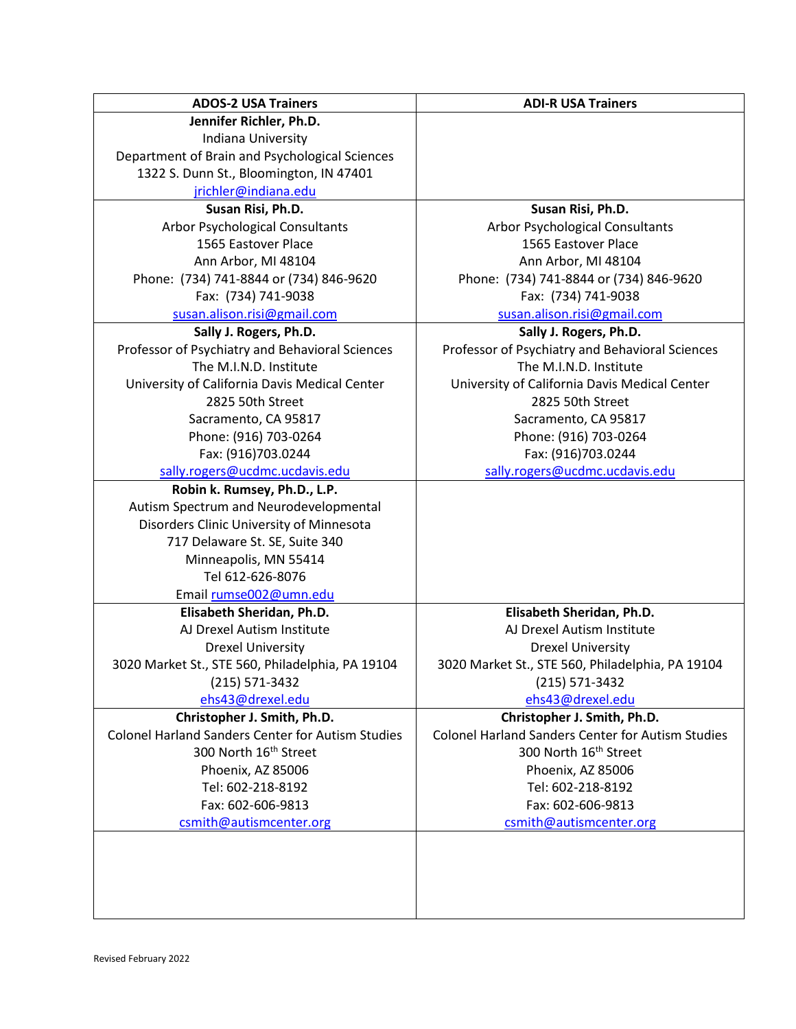| ADOS-2 USA Trainers | ADI-R USA Trainers |
|---|---|
| **Jennifer Richler, Ph.D.**<br>Indiana University<br>Department of Brain and Psychological Sciences<br>1322 S. Dunn St., Bloomington, IN 47401<br>jrichler@indiana.edu | |
| **Susan Risi, Ph.D.**<br>Arbor Psychological Consultants<br>1565 Eastover Place<br>Ann Arbor, MI 48104<br>Phone: (734) 741-8844 or (734) 846-9620<br>Fax: (734) 741-9038<br>susan.alison.risi@gmail.com | **Susan Risi, Ph.D.**<br>Arbor Psychological Consultants<br>1565 Eastover Place<br>Ann Arbor, MI 48104<br>Phone: (734) 741-8844 or (734) 846-9620<br>Fax: (734) 741-9038<br>susan.alison.risi@gmail.com |
| **Sally J. Rogers, Ph.D.**<br>Professor of Psychiatry and Behavioral Sciences<br>The M.I.N.D. Institute<br>University of California Davis Medical Center<br>2825 50th Street<br>Sacramento, CA 95817<br>Phone: (916) 703-0264<br>Fax: (916)703.0244<br>sally.rogers@ucdmc.ucdavis.edu | **Sally J. Rogers, Ph.D.**<br>Professor of Psychiatry and Behavioral Sciences<br>The M.I.N.D. Institute<br>University of California Davis Medical Center<br>2825 50th Street<br>Sacramento, CA 95817<br>Phone: (916) 703-0264<br>Fax: (916)703.0244<br>sally.rogers@ucdmc.ucdavis.edu |
| **Robin k. Rumsey, Ph.D., L.P.**<br>Autism Spectrum and Neurodevelopmental Disorders Clinic University of Minnesota<br>717 Delaware St. SE, Suite 340<br>Minneapolis, MN 55414<br>Tel 612-626-8076<br>Email rumse002@umn.edu | |
| **Elisabeth Sheridan, Ph.D.**<br>AJ Drexel Autism Institute<br>Drexel University<br>3020 Market St., STE 560, Philadelphia, PA 19104<br>(215) 571-3432<br>ehs43@drexel.edu | **Elisabeth Sheridan, Ph.D.**<br>AJ Drexel Autism Institute<br>Drexel University<br>3020 Market St., STE 560, Philadelphia, PA 19104<br>(215) 571-3432<br>ehs43@drexel.edu |
| **Christopher J. Smith, Ph.D.**<br>Colonel Harland Sanders Center for Autism Studies<br>300 North 16th Street<br>Phoenix, AZ 85006<br>Tel: 602-218-8192<br>Fax: 602-606-9813<br>csmith@autismcenter.org | **Christopher J. Smith, Ph.D.**<br>Colonel Harland Sanders Center for Autism Studies<br>300 North 16th Street<br>Phoenix, AZ 85006<br>Tel: 602-218-8192<br>Fax: 602-606-9813<br>csmith@autismcenter.org |
| | |

Revised February 2022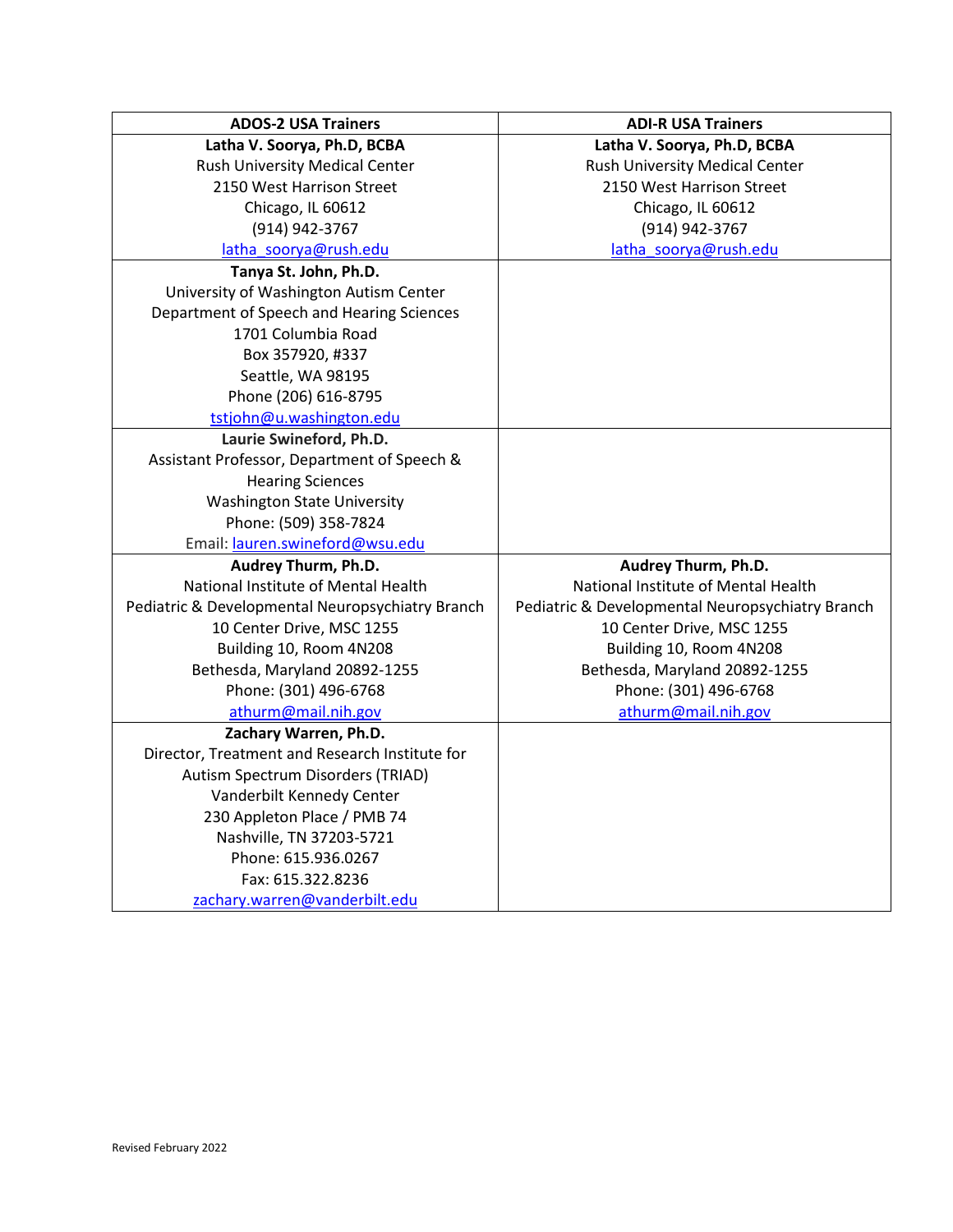| ADOS-2 USA Trainers | ADI-R USA Trainers |
| --- | --- |
| **Latha V. Soorya, Ph.D, BCBA**<br>Rush University Medical Center<br>2150 West Harrison Street<br>Chicago, IL 60612<br>(914) 942-3767<br>latha_soorya@rush.edu | **Latha V. Soorya, Ph.D, BCBA**<br>Rush University Medical Center<br>2150 West Harrison Street<br>Chicago, IL 60612<br>(914) 942-3767<br>latha_soorya@rush.edu |
| **Tanya St. John, Ph.D.**<br>University of Washington Autism Center<br>Department of Speech and Hearing Sciences<br>1701 Columbia Road<br>Box 357920, #337<br>Seattle, WA 98195<br>Phone (206) 616-8795<br>tstjohn@u.washington.edu | |
| **Laurie Swineford, Ph.D.**<br>Assistant Professor, Department of Speech & Hearing Sciences<br>Washington State University<br>Phone: (509) 358-7824<br>Email: lauren.swineford@wsu.edu | |
| **Audrey Thurm, Ph.D.**<br>National Institute of Mental Health<br>Pediatric & Developmental Neuropsychiatry Branch<br>10 Center Drive, MSC 1255<br>Building 10, Room 4N208<br>Bethesda, Maryland 20892-1255<br>Phone: (301) 496-6768<br>athurm@mail.nih.gov | **Audrey Thurm, Ph.D.**<br>National Institute of Mental Health<br>Pediatric & Developmental Neuropsychiatry Branch<br>10 Center Drive, MSC 1255<br>Building 10, Room 4N208<br>Bethesda, Maryland 20892-1255<br>Phone: (301) 496-6768<br>athurm@mail.nih.gov |
| **Zachary Warren, Ph.D.**<br>Director, Treatment and Research Institute for Autism Spectrum Disorders (TRIAD)<br>Vanderbilt Kennedy Center<br>230 Appleton Place / PMB 74<br>Nashville, TN 37203-5721<br>Phone: 615.936.0267<br>Fax: 615.322.8236<br>zachary.warren@vanderbilt.edu | |

Revised February 2022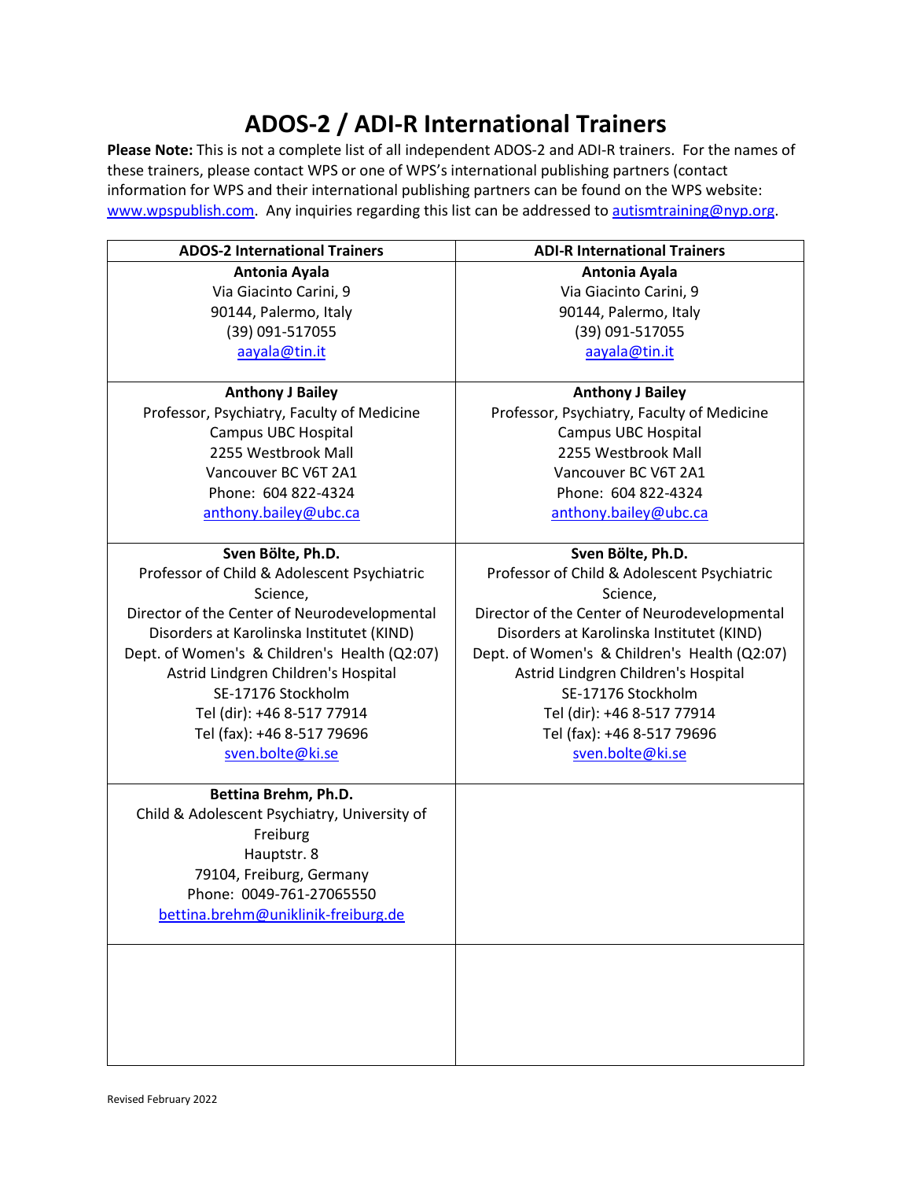# ADOS-2 / ADI-R International Trainers

**Please Note:** This is not a complete list of all independent ADOS-2 and ADI-R trainers. For the names of these trainers, please contact WPS or one of WPS's international publishing partners (contact information for WPS and their international publishing partners can be found on the WPS website: www.wpspublish.com. Any inquiries regarding this list can be addressed to autismtraining@nyp.org.

| ADOS-2 International Trainers | ADI-R International Trainers |
|---|---|
| **Antonia Ayala**<br>Via Giacinto Carini, 9<br>90144, Palermo, Italy<br>(39) 091-517055<br>aayala@tin.it | **Antonia Ayala**<br>Via Giacinto Carini, 9<br>90144, Palermo, Italy<br>(39) 091-517055<br>aayala@tin.it |
| **Anthony J Bailey**<br>Professor, Psychiatry, Faculty of Medicine<br>Campus UBC Hospital<br>2255 Westbrook Mall<br>Vancouver BC V6T 2A1<br>Phone: 604 822-4324<br>anthony.bailey@ubc.ca | **Anthony J Bailey**<br>Professor, Psychiatry, Faculty of Medicine<br>Campus UBC Hospital<br>2255 Westbrook Mall<br>Vancouver BC V6T 2A1<br>Phone: 604 822-4324<br>anthony.bailey@ubc.ca |
| **Sven Bölte, Ph.D.**<br>Professor of Child & Adolescent Psychiatric Science,<br>Director of the Center of Neurodevelopmental Disorders at Karolinska Institutet (KIND)<br>Dept. of Women's & Children's Health (Q2:07)<br>Astrid Lindgren Children's Hospital<br>SE-17176 Stockholm<br>Tel (dir): +46 8-517 77914<br>Tel (fax): +46 8-517 79696<br>sven.bolte@ki.se | **Sven Bölte, Ph.D.**<br>Professor of Child & Adolescent Psychiatric Science,<br>Director of the Center of Neurodevelopmental Disorders at Karolinska Institutet (KIND)<br>Dept. of Women's & Children's Health (Q2:07)<br>Astrid Lindgren Children's Hospital<br>SE-17176 Stockholm<br>Tel (dir): +46 8-517 77914<br>Tel (fax): +46 8-517 79696<br>sven.bolte@ki.se |
| **Bettina Brehm, Ph.D.**<br>Child & Adolescent Psychiatry, University of Freiburg<br>Hauptstr. 8<br>79104, Freiburg, Germany<br>Phone: 0049-761-27065550<br>bettina.brehm@uniklinik-freiburg.de | |
| | |

Revised February 2022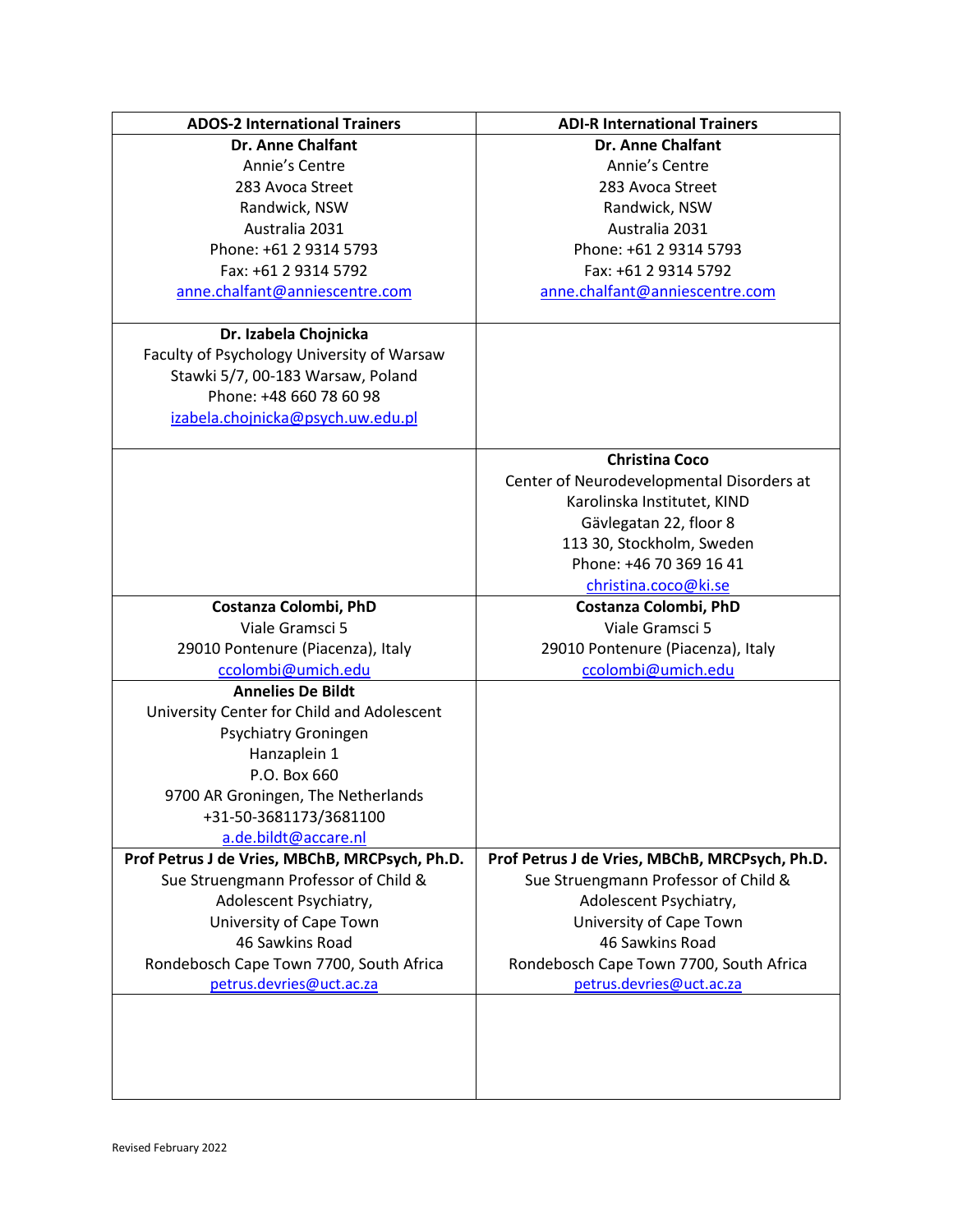| ADOS-2 International Trainers | ADI-R International Trainers |
|---|---|
| **Dr. Anne Chalfant**<br>Annie's Centre<br>283 Avoca Street<br>Randwick, NSW<br>Australia 2031<br>Phone: +61 2 9314 5793<br>Fax: +61 2 9314 5792<br>anne.chalfant@anniescentre.com | **Dr. Anne Chalfant**<br>Annie's Centre<br>283 Avoca Street<br>Randwick, NSW<br>Australia 2031<br>Phone: +61 2 9314 5793<br>Fax: +61 2 9314 5792<br>anne.chalfant@anniescentre.com |
| **Dr. Izabela Chojnicka**<br>Faculty of Psychology University of Warsaw<br>Stawki 5/7, 00-183 Warsaw, Poland<br>Phone: +48 660 78 60 98<br>izabela.chojnicka@psych.uw.edu.pl | |
| | **Christina Coco**<br>Center of Neurodevelopmental Disorders at Karolinska Institutet, KIND<br>Gävlegatan 22, floor 8<br>113 30, Stockholm, Sweden<br>Phone: +46 70 369 16 41<br>christina.coco@ki.se |
| **Costanza Colombi, PhD**<br>Viale Gramsci 5<br>29010 Pontenure (Piacenza), Italy<br>ccolombi@umich.edu | **Costanza Colombi, PhD**<br>Viale Gramsci 5<br>29010 Pontenure (Piacenza), Italy<br>ccolombi@umich.edu |
| **Annelies De Bildt**<br>University Center for Child and Adolescent Psychiatry Groningen<br>Hanzaplein 1<br>P.O. Box 660<br>9700 AR Groningen, The Netherlands<br>+31-50-3681173/3681100<br>a.de.bildt@accare.nl | |
| **Prof Petrus J de Vries, MBChB, MRCPsych, Ph.D.**<br>Sue Struengmann Professor of Child & Adolescent Psychiatry,<br>University of Cape Town<br>46 Sawkins Road<br>Rondebosch Cape Town 7700, South Africa<br>petrus.devries@uct.ac.za | **Prof Petrus J de Vries, MBChB, MRCPsych, Ph.D.**<br>Sue Struengmann Professor of Child & Adolescent Psychiatry,<br>University of Cape Town<br>46 Sawkins Road<br>Rondebosch Cape Town 7700, South Africa<br>petrus.devries@uct.ac.za |
| | |

Revised February 2022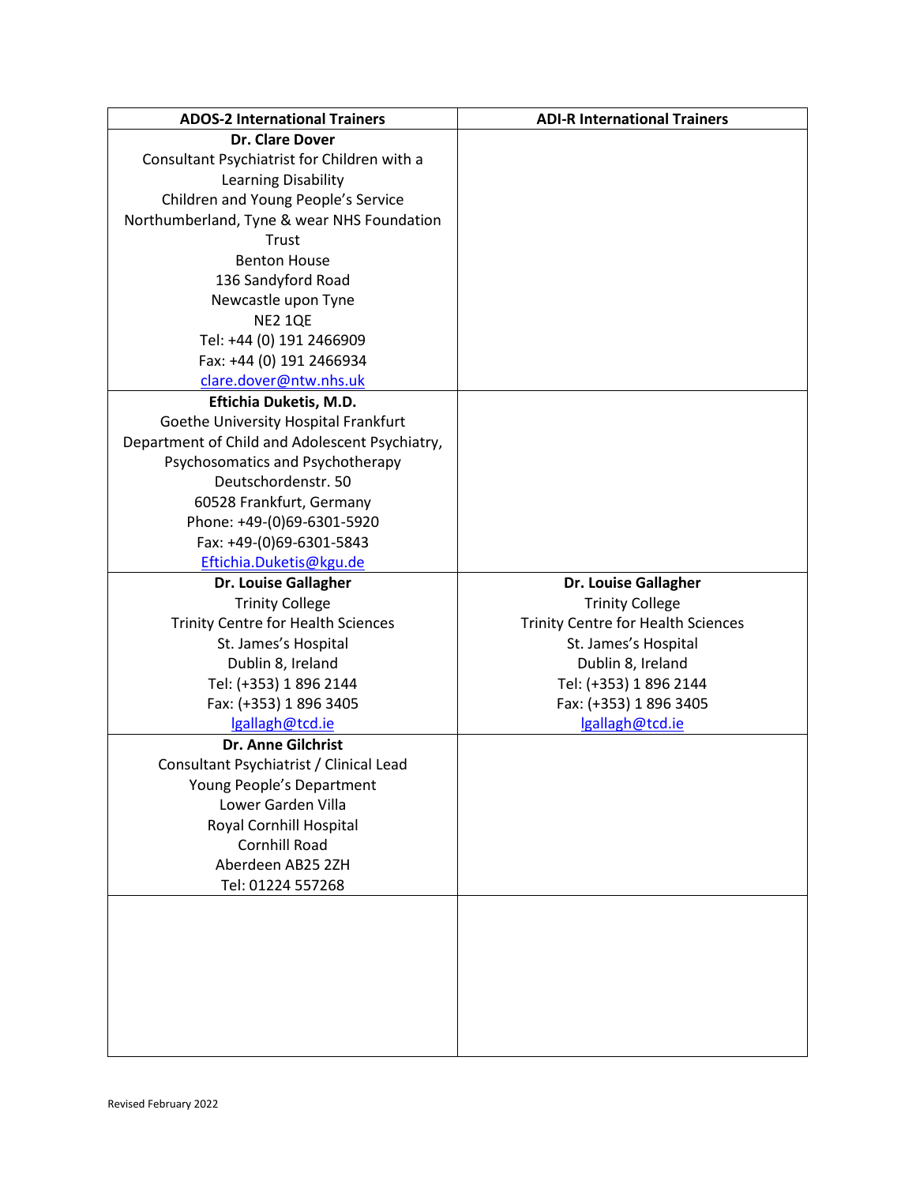| ADOS-2 International Trainers | ADI-R International Trainers |
| --- | --- |
| **Dr. Clare Dover**<br>Consultant Psychiatrist for Children with a Learning Disability<br>Children and Young People's Service<br>Northumberland, Tyne & wear NHS Foundation Trust<br>Benton House<br>136 Sandyford Road<br>Newcastle upon Tyne<br>NE2 1QE<br>Tel: +44 (0) 191 2466909<br>Fax: +44 (0) 191 2466934<br>clare.dover@ntw.nhs.uk | |
| **Eftichia Duketis, M.D.**<br>Goethe University Hospital Frankfurt<br>Department of Child and Adolescent Psychiatry, Psychosomatics and Psychotherapy<br>Deutschordenstr. 50<br>60528 Frankfurt, Germany<br>Phone: +49-(0)69-6301-5920<br>Fax: +49-(0)69-6301-5843<br>Eftichia.Duketis@kgu.de | |
| **Dr. Louise Gallagher**<br>Trinity College<br>Trinity Centre for Health Sciences<br>St. James's Hospital<br>Dublin 8, Ireland<br>Tel: (+353) 1 896 2144<br>Fax: (+353) 1 896 3405<br>lgallagh@tcd.ie | **Dr. Louise Gallagher**<br>Trinity College<br>Trinity Centre for Health Sciences<br>St. James's Hospital<br>Dublin 8, Ireland<br>Tel: (+353) 1 896 2144<br>Fax: (+353) 1 896 3405<br>lgallagh@tcd.ie |
| **Dr. Anne Gilchrist**<br>Consultant Psychiatrist / Clinical Lead<br>Young People's Department<br>Lower Garden Villa<br>Royal Cornhill Hospital<br>Cornhill Road<br>Aberdeen AB25 2ZH<br>Tel: 01224 557268 | |
| | |

Revised February 2022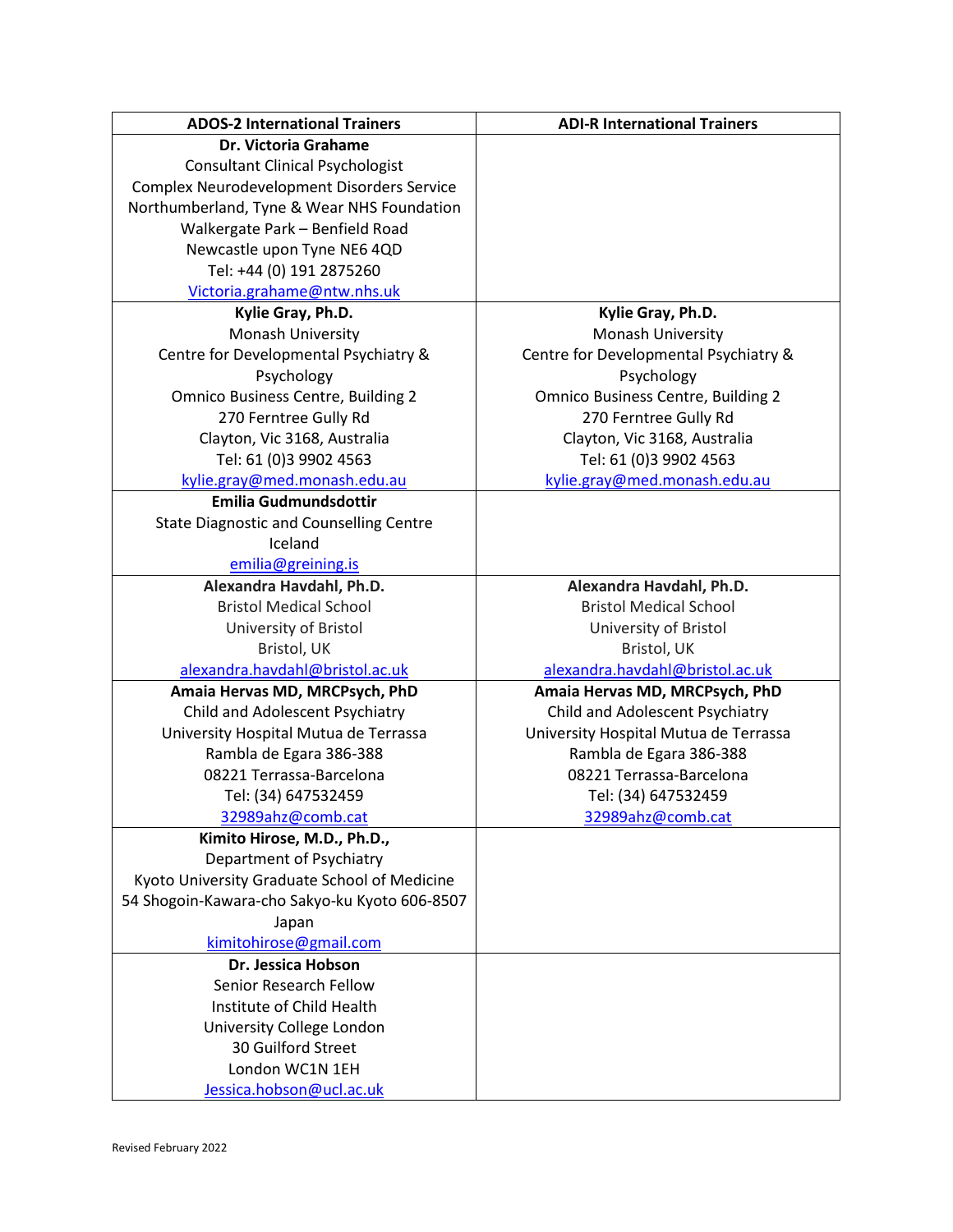| ADOS-2 International Trainers | ADI-R International Trainers |
|---|---|
| **Dr. Victoria Grahame**<br>Consultant Clinical Psychologist<br>Complex Neurodevelopment Disorders Service<br>Northumberland, Tyne & Wear NHS Foundation<br>Walkergate Park – Benfield Road<br>Newcastle upon Tyne NE6 4QD<br>Tel: +44 (0) 191 2875260<br>Victoria.grahame@ntw.nhs.uk | |
| **Kylie Gray, Ph.D.**<br>Monash University<br>Centre for Developmental Psychiatry & Psychology<br>Omnico Business Centre, Building 2<br>270 Ferntree Gully Rd<br>Clayton, Vic 3168, Australia<br>Tel: 61 (0)3 9902 4563<br>kylie.gray@med.monash.edu.au | **Kylie Gray, Ph.D.**<br>Monash University<br>Centre for Developmental Psychiatry & Psychology<br>Omnico Business Centre, Building 2<br>270 Ferntree Gully Rd<br>Clayton, Vic 3168, Australia<br>Tel: 61 (0)3 9902 4563<br>kylie.gray@med.monash.edu.au |
| **Emilia Gudmundsdottir**<br>State Diagnostic and Counselling Centre<br>Iceland<br>emilia@greining.is | |
| **Alexandra Havdahl, Ph.D.**<br>Bristol Medical School<br>University of Bristol<br>Bristol, UK<br>alexandra.havdahl@bristol.ac.uk | **Alexandra Havdahl, Ph.D.**<br>Bristol Medical School<br>University of Bristol<br>Bristol, UK<br>alexandra.havdahl@bristol.ac.uk |
| **Amaia Hervas MD, MRCPsych, PhD**<br>Child and Adolescent Psychiatry<br>University Hospital Mutua de Terrassa<br>Rambla de Egara 386-388<br>08221 Terrassa-Barcelona<br>Tel: (34) 647532459<br>32989ahz@comb.cat | **Amaia Hervas MD, MRCPsych, PhD**<br>Child and Adolescent Psychiatry<br>University Hospital Mutua de Terrassa<br>Rambla de Egara 386-388<br>08221 Terrassa-Barcelona<br>Tel: (34) 647532459<br>32989ahz@comb.cat |
| **Kimito Hirose, M.D., Ph.D.,**<br>Department of Psychiatry<br>Kyoto University Graduate School of Medicine<br>54 Shogoin-Kawara-cho Sakyo-ku Kyoto 606-8507<br>Japan<br>kimitohirose@gmail.com | |
| **Dr. Jessica Hobson**<br>Senior Research Fellow<br>Institute of Child Health<br>University College London<br>30 Guilford Street<br>London WC1N 1EH<br>Jessica.hobson@ucl.ac.uk | |

Revised February 2022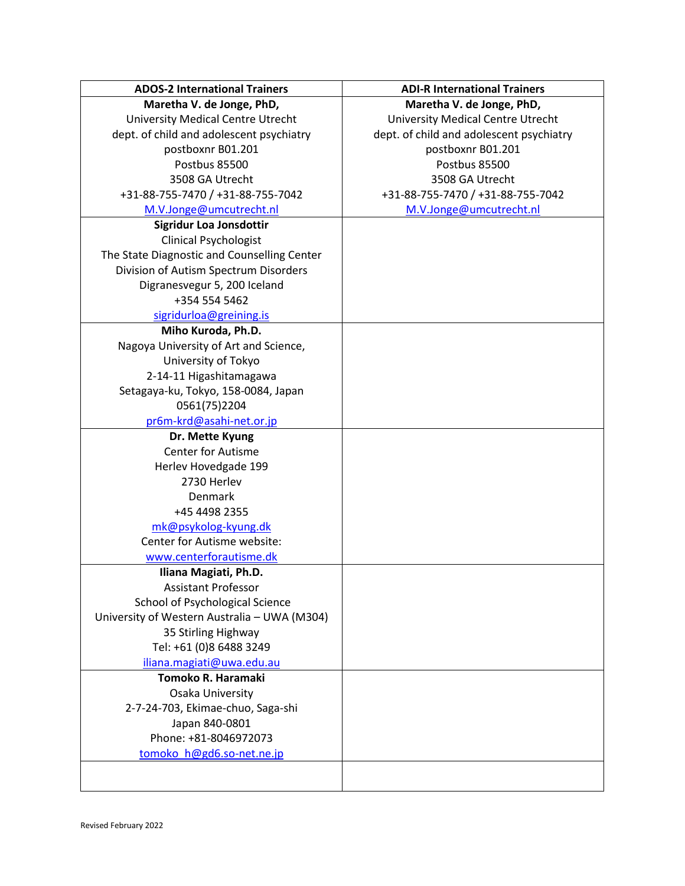| ADOS-2 International Trainers | ADI-R International Trainers |
|---|---|
| **Maretha V. de Jonge, PhD,**<br>University Medical Centre Utrecht<br>dept. of child and adolescent psychiatry<br>postboxnr B01.201<br>Postbus 85500<br>3508 GA Utrecht<br>+31-88-755-7470 / +31-88-755-7042<br>M.V.Jonge@umcutrecht.nl | **Maretha V. de Jonge, PhD,**<br>University Medical Centre Utrecht<br>dept. of child and adolescent psychiatry<br>postboxnr B01.201<br>Postbus 85500<br>3508 GA Utrecht<br>+31-88-755-7470 / +31-88-755-7042<br>M.V.Jonge@umcutrecht.nl |
| **Sigridur Loa Jonsdottir**<br>Clinical Psychologist<br>The State Diagnostic and Counselling Center<br>Division of Autism Spectrum Disorders<br>Digranesvegur 5, 200 Iceland<br>+354 554 5462<br>sigridurloa@greining.is | |
| **Miho Kuroda, Ph.D.**<br>Nagoya University of Art and Science,<br>University of Tokyo<br>2-14-11 Higashitamagawa<br>Setagaya-ku, Tokyo, 158-0084, Japan<br>0561(75)2204<br>pr6m-krd@asahi-net.or.jp | |
| **Dr. Mette Kyung**<br>Center for Autisme<br>Herlev Hovedgade 199<br>2730 Herlev<br>Denmark<br>+45 4498 2355<br>mk@psykolog-kyung.dk<br>Center for Autisme website:<br>www.centerforautisme.dk | |
| **Iliana Magiati, Ph.D.**<br>Assistant Professor<br>School of Psychological Science<br>University of Western Australia – UWA (M304)<br>35 Stirling Highway<br>Tel: +61 (0)8 6488 3249<br>iliana.magiati@uwa.edu.au | |
| **Tomoko R. Haramaki**<br>Osaka University<br>2-7-24-703, Ekimae-chuo, Saga-shi<br>Japan 840-0801<br>Phone: +81-8046972073<br>tomoko_h@gd6.so-net.ne.jp | |
| | |

Revised February 2022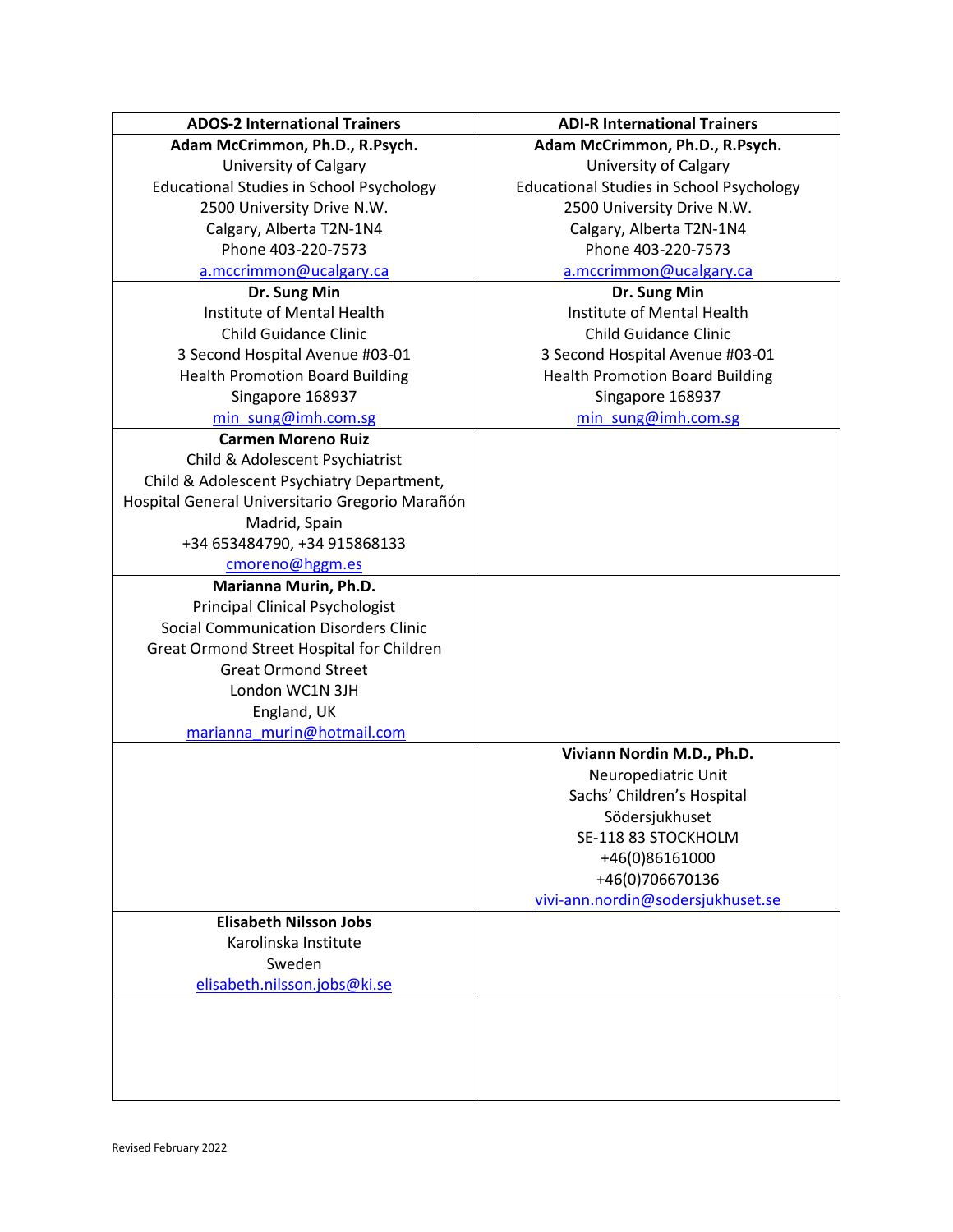| ADOS-2 International Trainers | ADI-R International Trainers |
|---|---|
| **Adam McCrimmon, Ph.D., R.Psych.**<br>University of Calgary<br>Educational Studies in School Psychology<br>2500 University Drive N.W.<br>Calgary, Alberta T2N-1N4<br>Phone 403-220-7573<br>a.mccrimmon@ucalgary.ca | **Adam McCrimmon, Ph.D., R.Psych.**<br>University of Calgary<br>Educational Studies in School Psychology<br>2500 University Drive N.W.<br>Calgary, Alberta T2N-1N4<br>Phone 403-220-7573<br>a.mccrimmon@ucalgary.ca |
| **Dr. Sung Min**<br>Institute of Mental Health<br>Child Guidance Clinic<br>3 Second Hospital Avenue #03-01<br>Health Promotion Board Building<br>Singapore 168937<br>min_sung@imh.com.sg | **Dr. Sung Min**<br>Institute of Mental Health<br>Child Guidance Clinic<br>3 Second Hospital Avenue #03-01<br>Health Promotion Board Building<br>Singapore 168937<br>min_sung@imh.com.sg |
| **Carmen Moreno Ruiz**<br>Child & Adolescent Psychiatrist<br>Child & Adolescent Psychiatry Department,<br>Hospital General Universitario Gregorio Marañón<br>Madrid, Spain<br>+34 653484790, +34 915868133<br>cmoreno@hggm.es | |
| **Marianna Murin, Ph.D.**<br>Principal Clinical Psychologist<br>Social Communication Disorders Clinic<br>Great Ormond Street Hospital for Children<br>Great Ormond Street<br>London WC1N 3JH<br>England, UK<br>marianna_murin@hotmail.com | |
| | **Viviann Nordin M.D., Ph.D.**<br>Neuropediatric Unit<br>Sachs' Children's Hospital<br>Södersjukhuset<br>SE-118 83 STOCKHOLM<br>+46(0)86161000<br>+46(0)706670136<br>vivi-ann.nordin@sodersjukhuset.se |
| **Elisabeth Nilsson Jobs**<br>Karolinska Institute<br>Sweden<br>elisabeth.nilsson.jobs@ki.se | |
| | |

Revised February 2022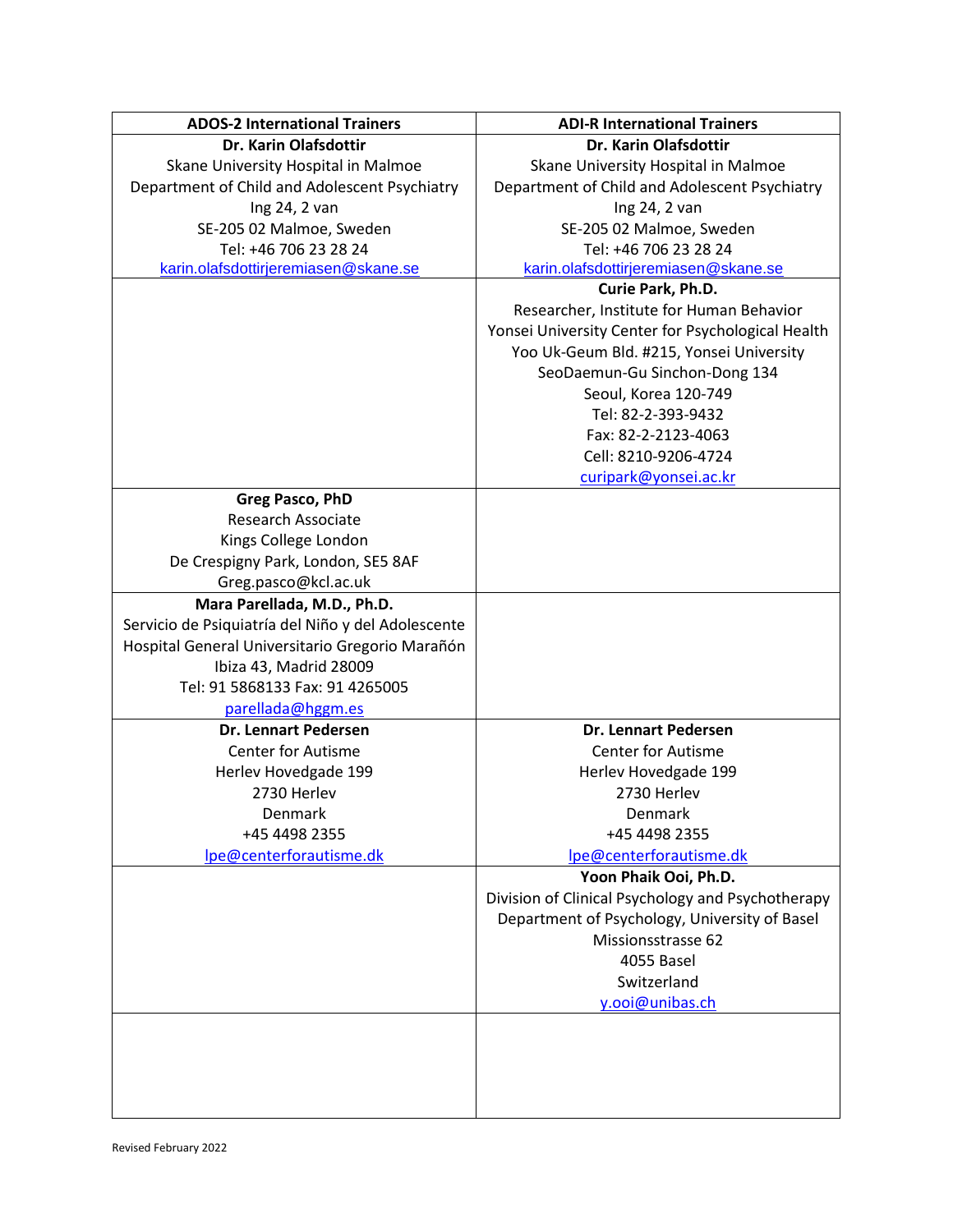| ADOS-2 International Trainers | ADI-R International Trainers |
|---|---|
| **Dr. Karin Olafsdottir**<br>Skane University Hospital in Malmoe<br>Department of Child and Adolescent Psychiatry<br>Ing 24, 2 van<br>SE-205 02 Malmoe, Sweden<br>Tel: +46 706 23 28 24<br>karin.olafsdottirjeremiasen@skane.se | **Dr. Karin Olafsdottir**<br>Skane University Hospital in Malmoe<br>Department of Child and Adolescent Psychiatry<br>Ing 24, 2 van<br>SE-205 02 Malmoe, Sweden<br>Tel: +46 706 23 28 24<br>karin.olafsdottirjeremiasen@skane.se |
| | **Curie Park, Ph.D.**<br>Researcher, Institute for Human Behavior<br>Yonsei University Center for Psychological Health<br>Yoo Uk-Geum Bld. #215, Yonsei University<br>SeoDaemun-Gu Sinchon-Dong 134<br>Seoul, Korea 120-749<br>Tel: 82-2-393-9432<br>Fax: 82-2-2123-4063<br>Cell: 8210-9206-4724<br>curipark@yonsei.ac.kr |
| **Greg Pasco, PhD**<br>Research Associate<br>Kings College London<br>De Crespigny Park, London, SE5 8AF<br>Greg.pasco@kcl.ac.uk | |
| **Mara Parellada, M.D., Ph.D.**<br>Servicio de Psiquiatría del Niño y del Adolescente<br>Hospital General Universitario Gregorio Marañón<br>Ibiza 43, Madrid 28009<br>Tel: 91 5868133 Fax: 91 4265005<br>parellada@hggm.es | |
| **Dr. Lennart Pedersen**<br>Center for Autisme<br>Herlev Hovedgade 199<br>2730 Herlev<br>Denmark<br>+45 4498 2355<br>lpe@centerforautisme.dk | **Dr. Lennart Pedersen**<br>Center for Autisme<br>Herlev Hovedgade 199<br>2730 Herlev<br>Denmark<br>+45 4498 2355<br>lpe@centerforautisme.dk |
| | **Yoon Phaik Ooi, Ph.D.**<br>Division of Clinical Psychology and Psychotherapy<br>Department of Psychology, University of Basel<br>Missionsstrasse 62<br>4055 Basel<br>Switzerland<br>y.ooi@unibas.ch |
| | |

Revised February 2022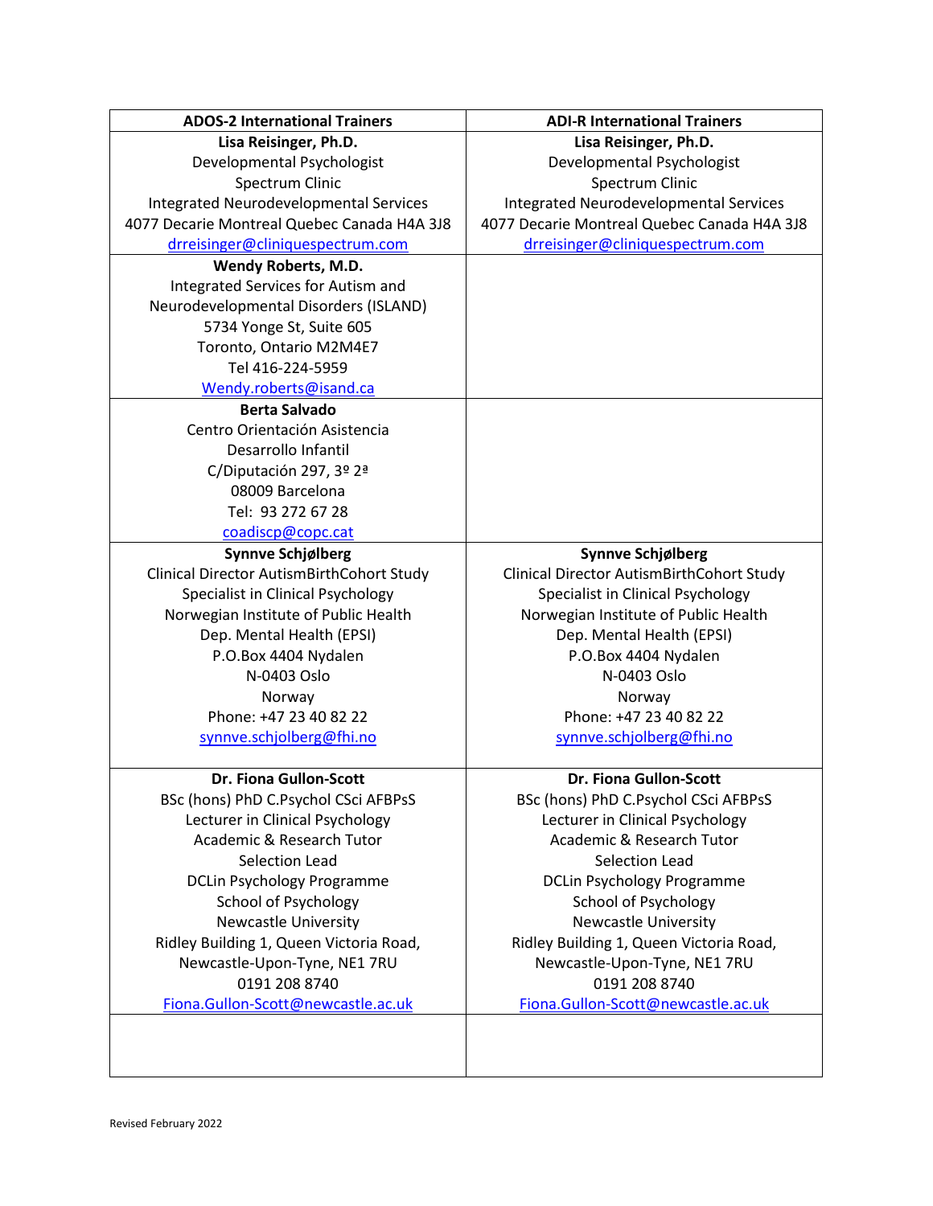| ADOS-2 International Trainers | ADI-R International Trainers |
|---|---|
| **Lisa Reisinger, Ph.D.**<br>Developmental Psychologist<br>Spectrum Clinic<br>Integrated Neurodevelopmental Services<br>4077 Decarie Montreal Quebec Canada H4A 3J8<br>drreisinger@cliniquespectrum.com | **Lisa Reisinger, Ph.D.**<br>Developmental Psychologist<br>Spectrum Clinic<br>Integrated Neurodevelopmental Services<br>4077 Decarie Montreal Quebec Canada H4A 3J8<br>drreisinger@cliniquespectrum.com |
| **Wendy Roberts, M.D.**<br>Integrated Services for Autism and<br>Neurodevelopmental Disorders (ISLAND)<br>5734 Yonge St, Suite 605<br>Toronto, Ontario M2M4E7<br>Tel 416-224-5959<br>Wendy.roberts@isand.ca | |
| **Berta Salvado**<br>Centro Orientación Asistencia<br>Desarrollo Infantil<br>C/Diputación 297, 3º 2ª<br>08009 Barcelona<br>Tel: 93 272 67 28<br>coadiscp@copc.cat | |
| **Synnve Schjølberg**<br>Clinical Director AutismBirthCohort Study<br>Specialist in Clinical Psychology<br>Norwegian Institute of Public Health<br>Dep. Mental Health (EPSI)<br>P.O.Box 4404 Nydalen<br>N-0403 Oslo<br>Norway<br>Phone: +47 23 40 82 22<br>synnve.schjolberg@fhi.no | **Synnve Schjølberg**<br>Clinical Director AutismBirthCohort Study<br>Specialist in Clinical Psychology<br>Norwegian Institute of Public Health<br>Dep. Mental Health (EPSI)<br>P.O.Box 4404 Nydalen<br>N-0403 Oslo<br>Norway<br>Phone: +47 23 40 82 22<br>synnve.schjolberg@fhi.no |
| **Dr. Fiona Gullon-Scott**<br>BSc (hons) PhD C.Psychol CSci AFBPsS<br>Lecturer in Clinical Psychology<br>Academic & Research Tutor<br>Selection Lead<br>DCLin Psychology Programme<br>School of Psychology<br>Newcastle University<br>Ridley Building 1, Queen Victoria Road,<br>Newcastle-Upon-Tyne, NE1 7RU<br>0191 208 8740<br>Fiona.Gullon-Scott@newcastle.ac.uk | **Dr. Fiona Gullon-Scott**<br>BSc (hons) PhD C.Psychol CSci AFBPsS<br>Lecturer in Clinical Psychology<br>Academic & Research Tutor<br>Selection Lead<br>DCLin Psychology Programme<br>School of Psychology<br>Newcastle University<br>Ridley Building 1, Queen Victoria Road,<br>Newcastle-Upon-Tyne, NE1 7RU<br>0191 208 8740<br>Fiona.Gullon-Scott@newcastle.ac.uk |
| | |

Revised February 2022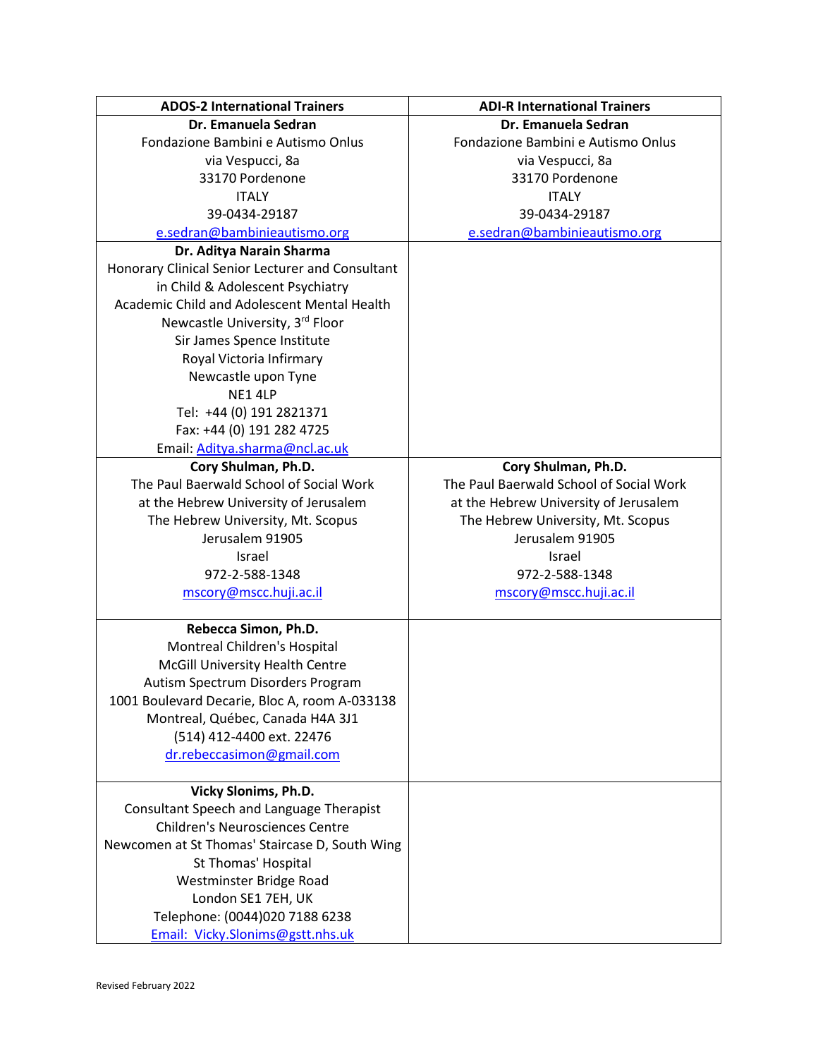| ADOS-2 International Trainers | ADI-R International Trainers |
|---|---|
| **Dr. Emanuela Sedran**<br>Fondazione Bambini e Autismo Onlus<br>via Vespucci, 8a<br>33170 Pordenone<br>ITALY<br>39-0434-29187<br>e.sedran@bambinieautismo.org | **Dr. Emanuela Sedran**<br>Fondazione Bambini e Autismo Onlus<br>via Vespucci, 8a<br>33170 Pordenone<br>ITALY<br>39-0434-29187<br>e.sedran@bambinieautismo.org |
| **Dr. Aditya Narain Sharma**<br>Honorary Clinical Senior Lecturer and Consultant in Child & Adolescent Psychiatry<br>Academic Child and Adolescent Mental Health<br>Newcastle University, 3rd Floor<br>Sir James Spence Institute<br>Royal Victoria Infirmary<br>Newcastle upon Tyne<br>NE1 4LP<br>Tel: +44 (0) 191 2821371<br>Fax: +44 (0) 191 282 4725<br>Email: Aditya.sharma@ncl.ac.uk | |
| **Cory Shulman, Ph.D.**<br>The Paul Baerwald School of Social Work at the Hebrew University of Jerusalem<br>The Hebrew University, Mt. Scopus<br>Jerusalem 91905<br>Israel<br>972-2-588-1348<br>mscory@mscc.huji.ac.il | **Cory Shulman, Ph.D.**<br>The Paul Baerwald School of Social Work at the Hebrew University of Jerusalem<br>The Hebrew University, Mt. Scopus<br>Jerusalem 91905<br>Israel<br>972-2-588-1348<br>mscory@mscc.huji.ac.il |
| **Rebecca Simon, Ph.D.**<br>Montreal Children's Hospital<br>McGill University Health Centre<br>Autism Spectrum Disorders Program<br>1001 Boulevard Decarie, Bloc A, room A-033138<br>Montreal, Québec, Canada H4A 3J1<br>(514) 412-4400 ext. 22476<br>dr.rebeccasimon@gmail.com | |
| **Vicky Slonims, Ph.D.**<br>Consultant Speech and Language Therapist<br>Children's Neurosciences Centre<br>Newcomen at St Thomas' Staircase D, South Wing<br>St Thomas' Hospital<br>Westminster Bridge Road<br>London SE1 7EH, UK<br>Telephone: (0044)020 7188 6238<br>Email: Vicky.Slonims@gstt.nhs.uk | |

Revised February 2022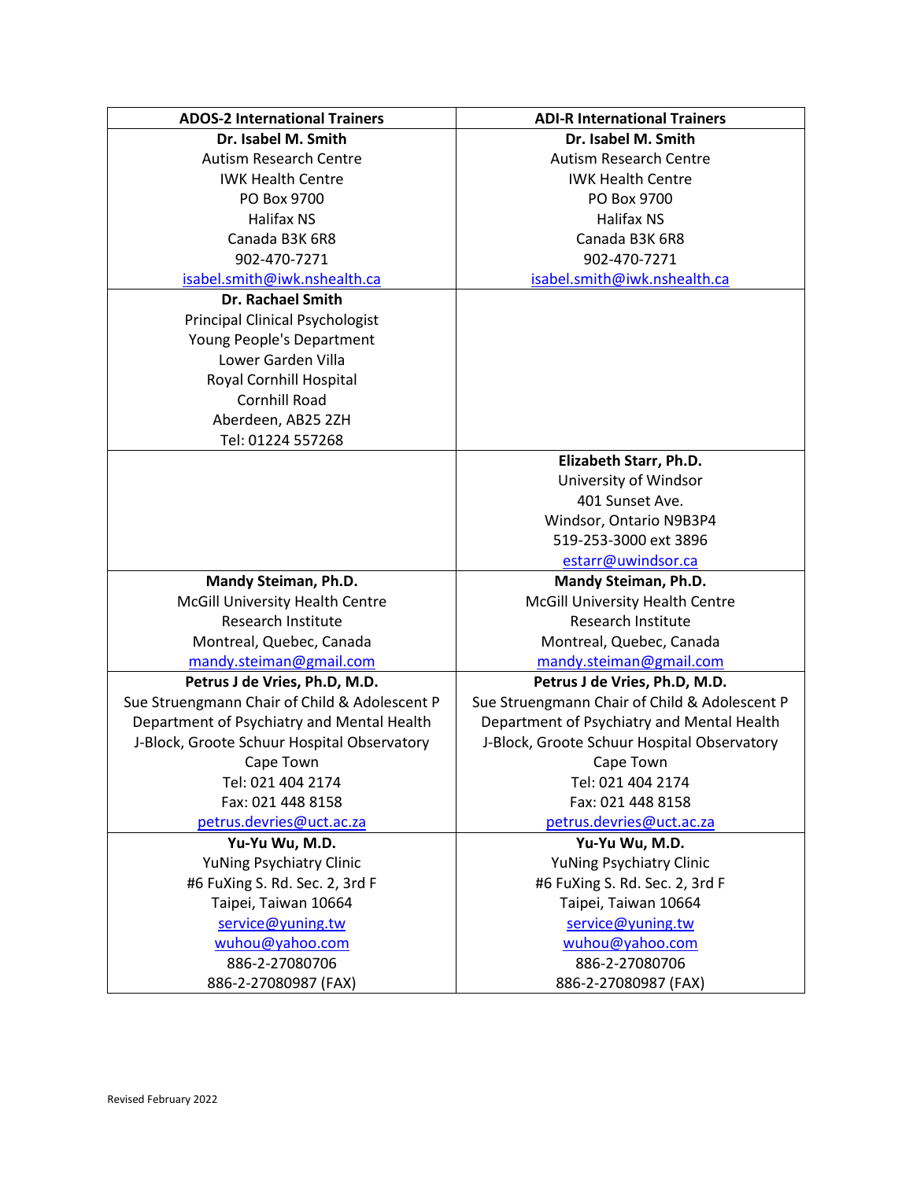| ADOS-2 International Trainers | ADI-R International Trainers |
| --- | --- |
| **Dr. Isabel M. Smith**<br>Autism Research Centre<br>IWK Health Centre<br>PO Box 9700<br>Halifax NS<br>Canada B3K 6R8<br>902-470-7271<br>isabel.smith@iwk.nshealth.ca | **Dr. Isabel M. Smith**<br>Autism Research Centre<br>IWK Health Centre<br>PO Box 9700<br>Halifax NS<br>Canada B3K 6R8<br>902-470-7271<br>isabel.smith@iwk.nshealth.ca |
| **Dr. Rachael Smith**<br>Principal Clinical Psychologist<br>Young People's Department<br>Lower Garden Villa<br>Royal Cornhill Hospital<br>Cornhill Road<br>Aberdeen, AB25 2ZH<br>Tel: 01224 557268 | |
| | **Elizabeth Starr, Ph.D.**<br>University of Windsor<br>401 Sunset Ave.<br>Windsor, Ontario N9B3P4<br>519-253-3000 ext 3896<br>estarr@uwindsor.ca |
| **Mandy Steiman, Ph.D.**<br>McGill University Health Centre<br>Research Institute<br>Montreal, Quebec, Canada<br>mandy.steiman@gmail.com | **Mandy Steiman, Ph.D.**<br>McGill University Health Centre<br>Research Institute<br>Montreal, Quebec, Canada<br>mandy.steiman@gmail.com |
| **Petrus J de Vries, Ph.D, M.D.**<br>Sue Struengmann Chair of Child & Adolescent P<br>Department of Psychiatry and Mental Health<br>J-Block, Groote Schuur Hospital Observatory<br>Cape Town<br>Tel: 021 404 2174<br>Fax: 021 448 8158<br>petrus.devries@uct.ac.za | **Petrus J de Vries, Ph.D, M.D.**<br>Sue Struengmann Chair of Child & Adolescent P<br>Department of Psychiatry and Mental Health<br>J-Block, Groote Schuur Hospital Observatory<br>Cape Town<br>Tel: 021 404 2174<br>Fax: 021 448 8158<br>petrus.devries@uct.ac.za |
| **Yu-Yu Wu, M.D.**<br>YuNing Psychiatry Clinic<br>#6 FuXing S. Rd. Sec. 2, 3rd F<br>Taipei, Taiwan 10664<br>service@yuning.tw<br>wuhou@yahoo.com<br>886-2-27080706<br>886-2-27080987 (FAX) | **Yu-Yu Wu, M.D.**<br>YuNing Psychiatry Clinic<br>#6 FuXing S. Rd. Sec. 2, 3rd F<br>Taipei, Taiwan 10664<br>service@yuning.tw<br>wuhou@yahoo.com<br>886-2-27080706<br>886-2-27080987 (FAX) |

Revised February 2022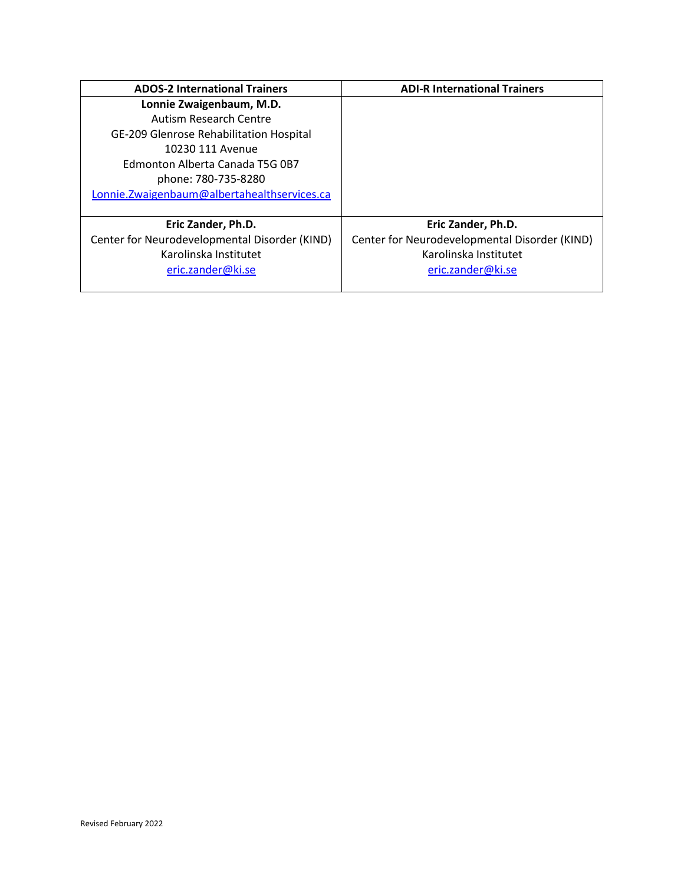| ADOS-2 International Trainers | ADI-R International Trainers |
|---|---|
| **Lonnie Zwaigenbaum, M.D.**<br>Autism Research Centre<br>GE-209 Glenrose Rehabilitation Hospital<br>10230 111 Avenue<br>Edmonton Alberta Canada T5G 0B7<br>phone: 780-735-8280<br>Lonnie.Zwaigenbaum@albertahealthservices.ca | |
| **Eric Zander, Ph.D.**<br>Center for Neurodevelopmental Disorder (KIND)<br>Karolinska Institutet<br>eric.zander@ki.se | **Eric Zander, Ph.D.**<br>Center for Neurodevelopmental Disorder (KIND)<br>Karolinska Institutet<br>eric.zander@ki.se |

Revised February 2022